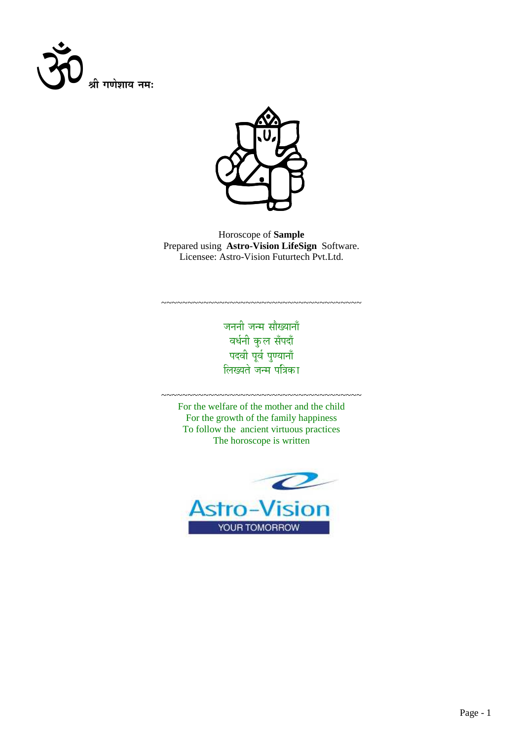श्री गणेशाय नमः

Horoscope of **Sample**
Prepared using **Astro-Vision LifeSign** Software.
Licensee: Astro-Vision Futurtech Pvt.Ltd.

~~~~~~~~~~~~~~~~~~~~~~~~~~~~~~~~~~~~~~~~~~

जननी जन्म सौख्यानाँ
वर्धनी कुल सँपदाँ
पदवी पूर्व पुण्यानाँ
लिख्यते जन्म पत्रिका

~~~~~~~~~~~~~~~~~~~~~~~~~~~~~~~~~~~~~~~~~~

For the welfare of the mother and the child
For the growth of the family happiness
To follow the ancient virtuous practices
The horoscope is written

Astro-Vision
YOUR TOMORROW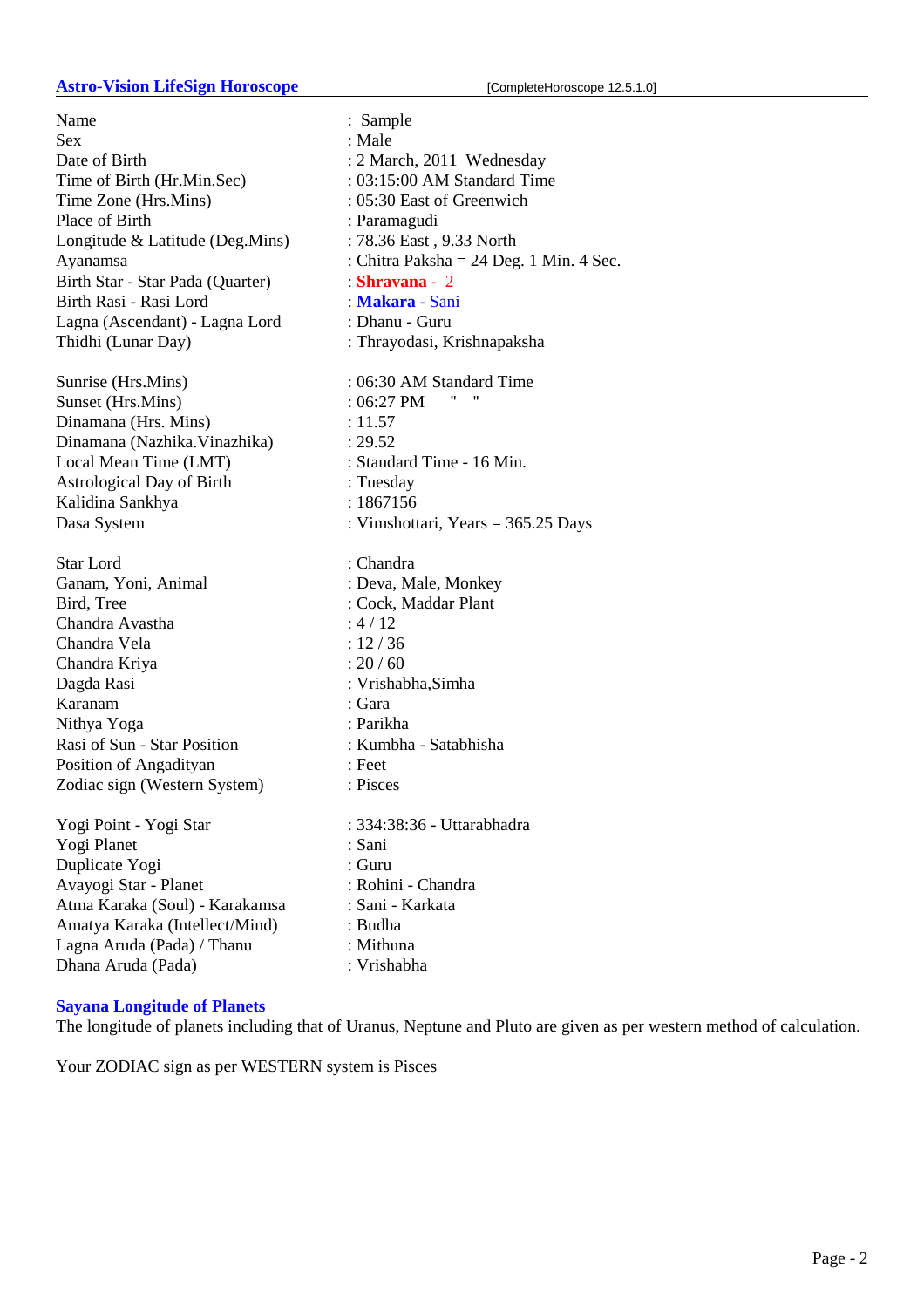**Astro-Vision LifeSign Horoscope** [CompleteHoroscope 12.5.1.0]

| | |
|---|---|
| Name | : Sample |
| Sex | : Male |
| Date of Birth | : 2 March, 2011 Wednesday |
| Time of Birth (Hr.Min.Sec) | : 03:15:00 AM Standard Time |
| Time Zone (Hrs.Mins) | : 05:30 East of Greenwich |
| Place of Birth | : Paramagudi |
| Longitude & Latitude (Deg.Mins) | : 78.36 East , 9.33 North |
| Ayanamsa | : Chitra Paksha = 24 Deg. 1 Min. 4 Sec. |
| Birth Star - Star Pada (Quarter) | : **Shravana** - 2 |
| Birth Rasi - Rasi Lord | : **Makara** - Sani |
| Lagna (Ascendant) - Lagna Lord | : Dhanu - Guru |
| Thidhi (Lunar Day) | : Thrayodasi, Krishnapaksha |
| | |
| Sunrise (Hrs.Mins) | : 06:30 AM Standard Time |
| Sunset (Hrs.Mins) | : 06:27 PM " " |
| Dinamana (Hrs. Mins) | : 11.57 |
| Dinamana (Nazhika.Vinazhika) | : 29.52 |
| Local Mean Time (LMT) | : Standard Time - 16 Min. |
| Astrological Day of Birth | : Tuesday |
| Kalidina Sankhya | : 1867156 |
| Dasa System | : Vimshottari, Years = 365.25 Days |
| | |
| Star Lord | : Chandra |
| Ganam, Yoni, Animal | : Deva, Male, Monkey |
| Bird, Tree | : Cock, Maddar Plant |
| Chandra Avastha | : 4 / 12 |
| Chandra Vela | : 12 / 36 |
| Chandra Kriya | : 20 / 60 |
| Dagda Rasi | : Vrishabha,Simha |
| Karanam | : Gara |
| Nithya Yoga | : Parikha |
| Rasi of Sun - Star Position | : Kumbha - Satabhisha |
| Position of Angadityan | : Feet |
| Zodiac sign (Western System) | : Pisces |
| | |
| Yogi Point - Yogi Star | : 334:38:36 - Uttarabhadra |
| Yogi Planet | : Sani |
| Duplicate Yogi | : Guru |
| Avayogi Star - Planet | : Rohini - Chandra |
| Atma Karaka (Soul) - Karakamsa | : Sani - Karkata |
| Amatya Karaka (Intellect/Mind) | : Budha |
| Lagna Aruda (Pada) / Thanu | : Mithuna |
| Dhana Aruda (Pada) | : Vrishabha |

### Sayana Longitude of Planets

The longitude of planets including that of Uranus, Neptune and Pluto are given as per western method of calculation.

Your ZODIAC sign as per WESTERN system is Pisces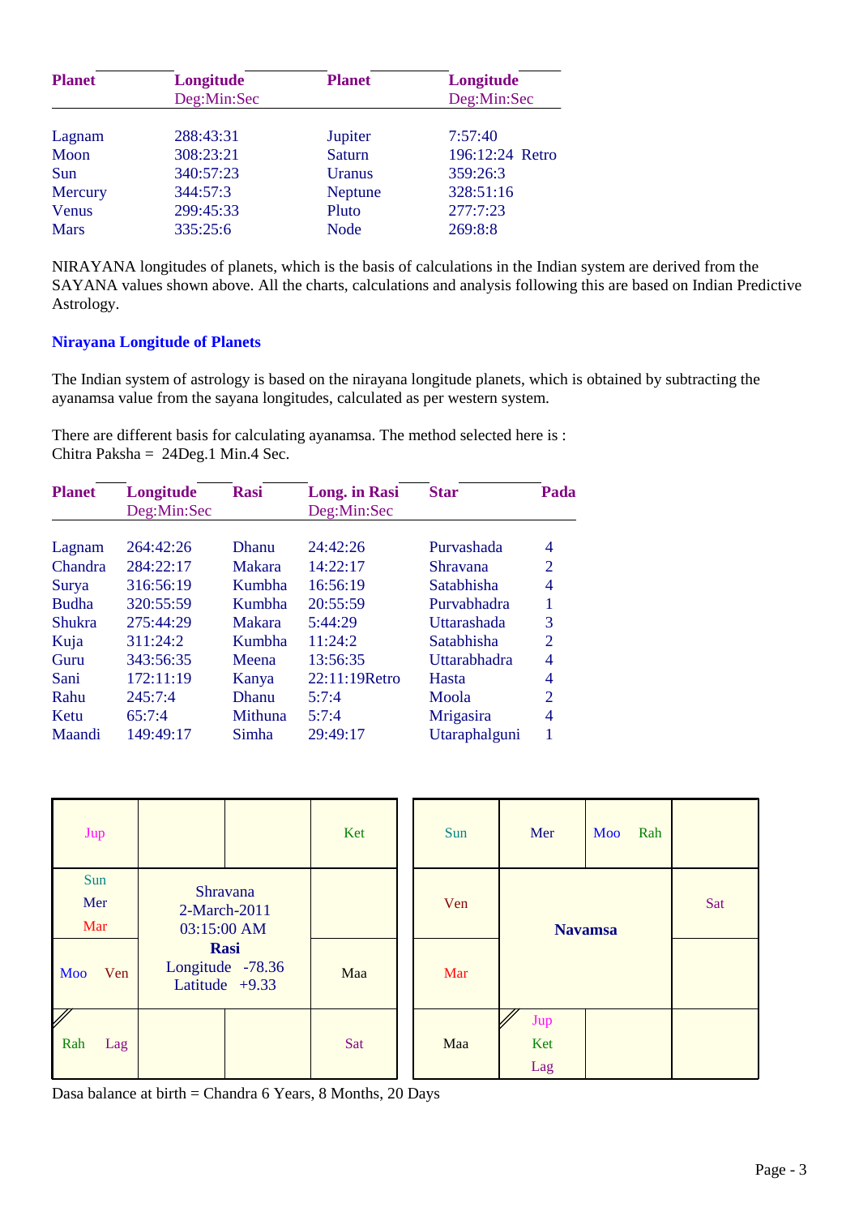| Planet | Longitude Deg:Min:Sec | Planet | Longitude Deg:Min:Sec |
|---|---|---|---|
| Lagnam | 288:43:31 | Jupiter | 7:57:40 |
| Moon | 308:23:21 | Saturn | 196:12:24 Retro |
| Sun | 340:57:23 | Uranus | 359:26:3 |
| Mercury | 344:57:3 | Neptune | 328:51:16 |
| Venus | 299:45:33 | Pluto | 277:7:23 |
| Mars | 335:25:6 | Node | 269:8:8 |

NIRAYANA longitudes of planets, which is the basis of calculations in the Indian system are derived from the SAYANA values shown above. All the charts, calculations and analysis following this are based on Indian Predictive Astrology.

### Nirayana Longitude of Planets

The Indian system of astrology is based on the nirayana longitude planets, which is obtained by subtracting the ayanamsa value from the sayana longitudes, calculated as per western system.

There are different basis for calculating ayanamsa. The method selected here is :
Chitra Paksha = 24Deg.1 Min.4 Sec.

| Planet | Longitude Deg:Min:Sec | Rasi | Long. in Rasi Deg:Min:Sec | Star | Pada |
|---|---|---|---|---|---|
| Lagnam | 264:42:26 | Dhanu | 24:42:26 | Purvashada | 4 |
| Chandra | 284:22:17 | Makara | 14:22:17 | Shravana | 2 |
| Surya | 316:56:19 | Kumbha | 16:56:19 | Satabhisha | 4 |
| Budha | 320:55:59 | Kumbha | 20:55:59 | Purvabhadra | 1 |
| Shukra | 275:44:29 | Makara | 5:44:29 | Uttarashada | 3 |
| Kuja | 311:24:2 | Kumbha | 11:24:2 | Satabhisha | 2 |
| Guru | 343:56:35 | Meena | 13:56:35 | Uttarabhadra | 4 |
| Sani | 172:11:19 | Kanya | 22:11:19Retro | Hasta | 4 |
| Rahu | 245:7:4 | Dhanu | 5:7:4 | Moola | 2 |
| Ketu | 65:7:4 | Mithuna | 5:7:4 | Mrigasira | 4 |
| Maandi | 149:49:17 | Simha | 29:49:17 | Utaraphalguni | 1 |

**Rasi** (Shravana, 2-March-2011, 03:15:00 AM, Longitude -78.36, Latitude +9.33)

| | | | |
|---|---|---|---|
| Jup | | | Ket |
| Sun Mer Mar | Shravana 2-March-2011 03:15:00 AM | | |
| Moo Ven | **Rasi** Longitude -78.36 Latitude +9.33 | | Maa |
| Rah Lag | | | Sat |

**Navamsa**

| | | | |
|---|---|---|---|
| Sun | Mer | Moo Rah | |
| Ven | **Navamsa** | | Sat |
| Mar | | | |
| Maa | Jup Ket Lag | | |

Dasa balance at birth = Chandra 6 Years, 8 Months, 20 Days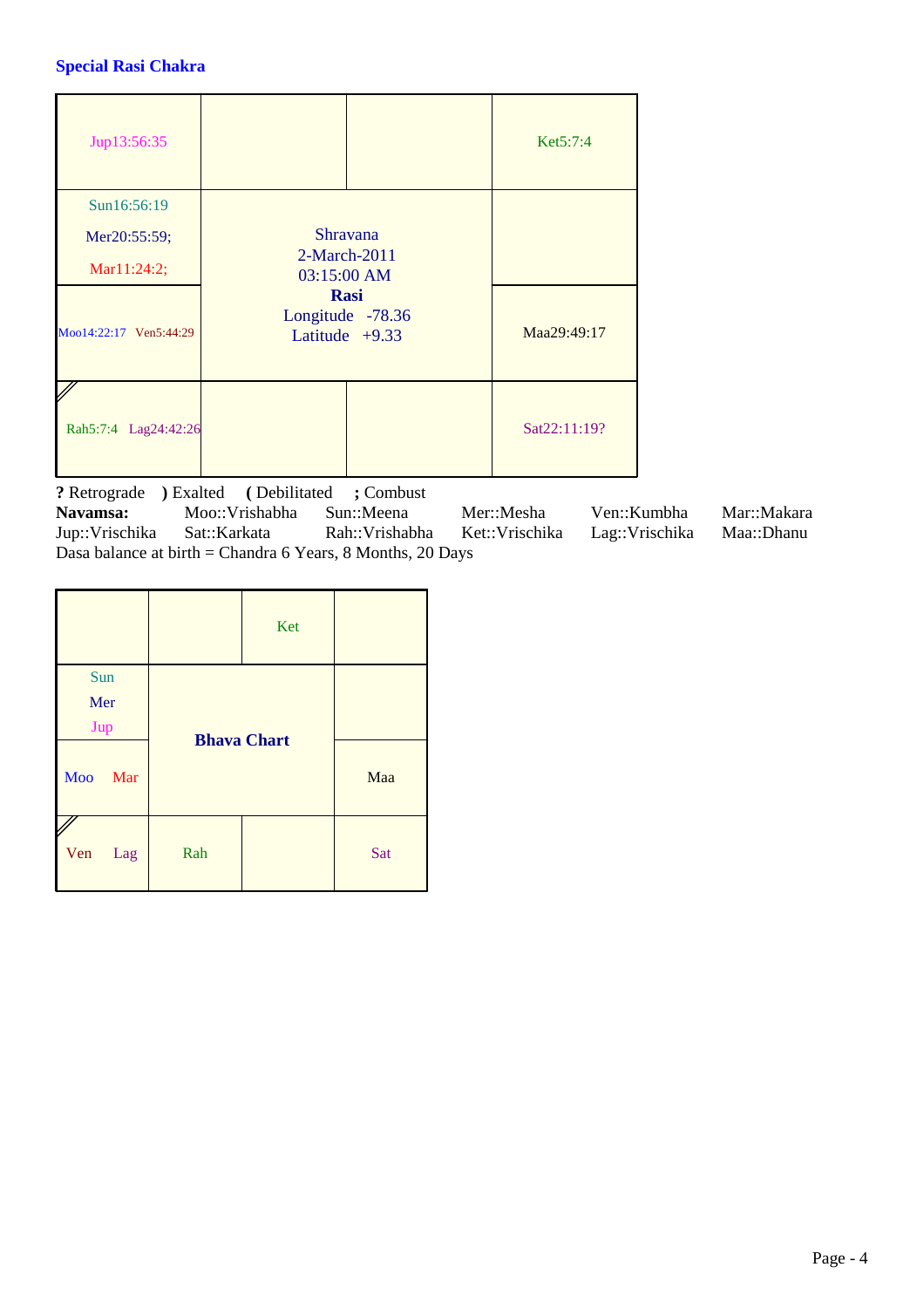### Special Rasi Chakra

| | | | |
|---|---|---|---|
| Jup13:56:35 | | | Ket5:7:4 |
| Sun16:56:19<br>Mer20:55:59;<br>Mar11:24:2; | Shravana<br>2-March-2011<br>03:15:00 AM<br>**Rasi**<br>Longitude -78.36<br>Latitude +9.33 | | |
| Moo14:22:17 Ven5:44:29 | | | Maa29:49:17 |
| Rah5:7:4 Lag24:42:26 | | | Sat22:11:19? |

**?** Retrograde **)** Exalted **(** Debilitated **;** Combust

**Navamsa:** Moo::Vrishabha Sun::Meena Mer::Mesha Ven::Kumbha Mar::Makara
Jup::Vrischika Sat::Karkata Rah::Vrishabha Ket::Vrischika Lag::Vrischika Maa::Dhanu

Dasa balance at birth = Chandra 6 Years, 8 Months, 20 Days

| | | | |
|---|---|---|---|
| | | Ket | |
| Sun<br>Mer<br>Jup | **Bhava Chart** | | |
| Moo Mar | | | Maa |
| Ven Lag | Rah | | Sat |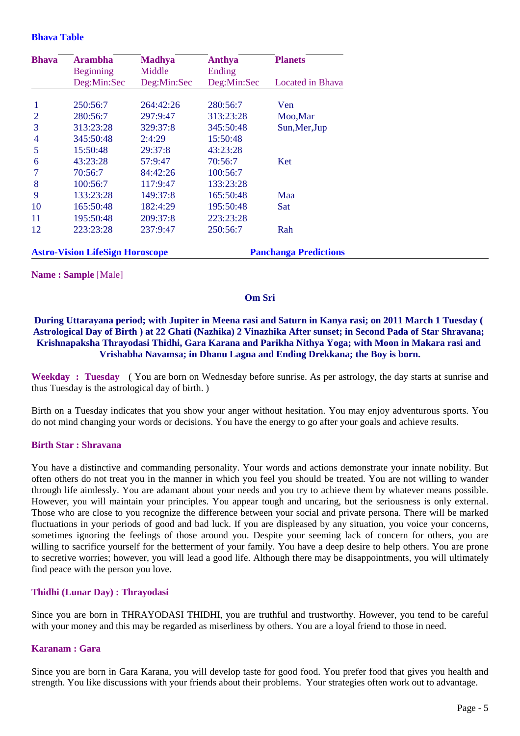### Bhava Table

| Bhava | Arambha Beginning Deg:Min:Sec | Madhya Middle Deg:Min:Sec | Anthya Ending Deg:Min:Sec | Planets Located in Bhava |
|---|---|---|---|---|
| 1 | 250:56:7 | 264:42:26 | 280:56:7 | Ven |
| 2 | 280:56:7 | 297:9:47 | 313:23:28 | Moo,Mar |
| 3 | 313:23:28 | 329:37:8 | 345:50:48 | Sun,Mer,Jup |
| 4 | 345:50:48 | 2:4:29 | 15:50:48 | |
| 5 | 15:50:48 | 29:37:8 | 43:23:28 | |
| 6 | 43:23:28 | 57:9:47 | 70:56:7 | Ket |
| 7 | 70:56:7 | 84:42:26 | 100:56:7 | |
| 8 | 100:56:7 | 117:9:47 | 133:23:28 | |
| 9 | 133:23:28 | 149:37:8 | 165:50:48 | Maa |
| 10 | 165:50:48 | 182:4:29 | 195:50:48 | Sat |
| 11 | 195:50:48 | 209:37:8 | 223:23:28 | |
| 12 | 223:23:28 | 237:9:47 | 250:56:7 | Rah |

**Astro-Vision LifeSign Horoscope** **Panchanga Predictions**

**Name : Sample** [Male]

**Om Sri**

**During Uttarayana period; with Jupiter in Meena rasi and Saturn in Kanya rasi; on 2011 March 1 Tuesday ( Astrological Day of Birth ) at 22 Ghati (Nazhika) 2 Vinazhika After sunset; in Second Pada of Star Shravana; Krishnapaksha Thrayodasi Thidhi, Gara Karana and Parikha Nithya Yoga; with Moon in Makara rasi and Vrishabha Navamsa; in Dhanu Lagna and Ending Drekkana; the Boy is born.**

**Weekday : Tuesday** ( You are born on Wednesday before sunrise. As per astrology, the day starts at sunrise and thus Tuesday is the astrological day of birth. )

Birth on a Tuesday indicates that you show your anger without hesitation. You may enjoy adventurous sports. You do not mind changing your words or decisions. You have the energy to go after your goals and achieve results.

#### Birth Star : Shravana

You have a distinctive and commanding personality. Your words and actions demonstrate your innate nobility. But often others do not treat you in the manner in which you feel you should be treated. You are not willing to wander through life aimlessly. You are adamant about your needs and you try to achieve them by whatever means possible. However, you will maintain your principles. You appear tough and uncaring, but the seriousness is only external. Those who are close to you recognize the difference between your social and private persona. There will be marked fluctuations in your periods of good and bad luck. If you are displeased by any situation, you voice your concerns, sometimes ignoring the feelings of those around you. Despite your seeming lack of concern for others, you are willing to sacrifice yourself for the betterment of your family. You have a deep desire to help others. You are prone to secretive worries; however, you will lead a good life. Although there may be disappointments, you will ultimately find peace with the person you love.

#### Thidhi (Lunar Day) : Thrayodasi

Since you are born in THRAYODASI THIDHI, you are truthful and trustworthy. However, you tend to be careful with your money and this may be regarded as miserliness by others. You are a loyal friend to those in need.

#### Karanam : Gara

Since you are born in Gara Karana, you will develop taste for good food. You prefer food that gives you health and strength. You like discussions with your friends about their problems. Your strategies often work out to advantage.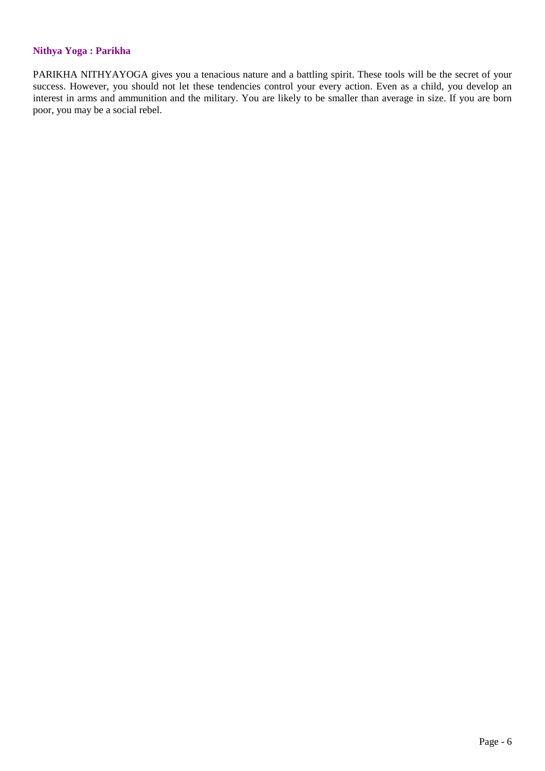### Nithya Yoga : Parikha

PARIKHA NITHYAYOGA gives you a tenacious nature and a battling spirit. These tools will be the secret of your success. However, you should not let these tendencies control your every action. Even as a child, you develop an interest in arms and ammunition and the military. You are likely to be smaller than average in size. If you are born poor, you may be a social rebel.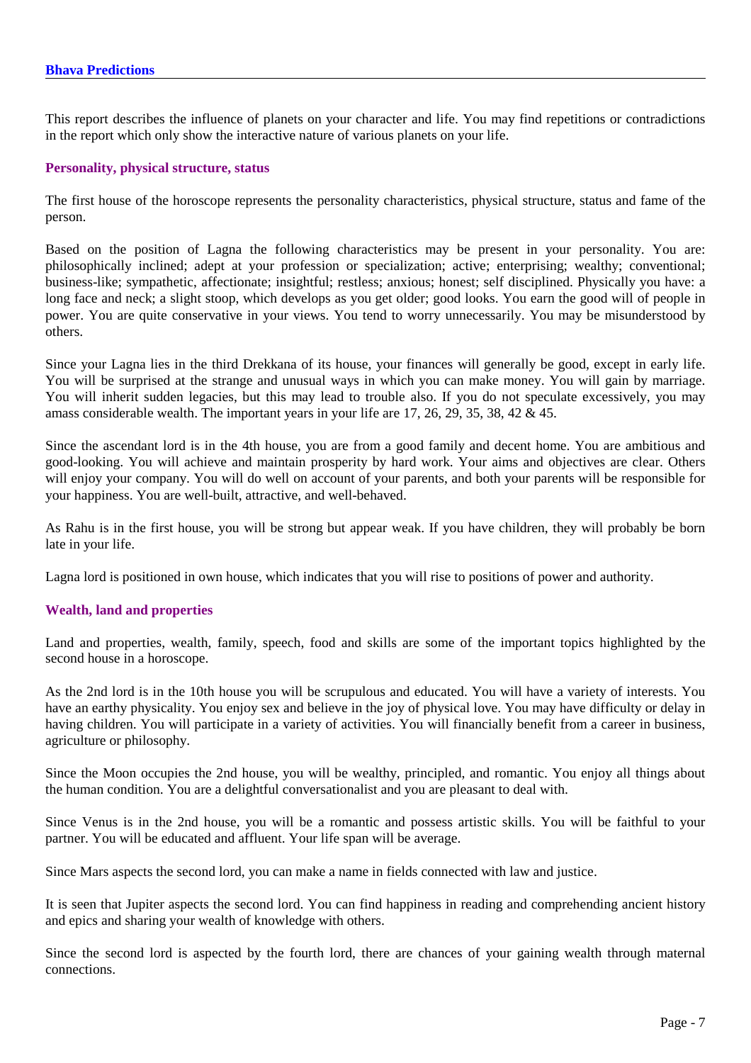## Bhava Predictions

This report describes the influence of planets on your character and life. You may find repetitions or contradictions in the report which only show the interactive nature of various planets on your life.

### Personality, physical structure, status

The first house of the horoscope represents the personality characteristics, physical structure, status and fame of the person.

Based on the position of Lagna the following characteristics may be present in your personality. You are: philosophically inclined; adept at your profession or specialization; active; enterprising; wealthy; conventional; business-like; sympathetic, affectionate; insightful; restless; anxious; honest; self disciplined. Physically you have: a long face and neck; a slight stoop, which develops as you get older; good looks. You earn the good will of people in power. You are quite conservative in your views. You tend to worry unnecessarily. You may be misunderstood by others.

Since your Lagna lies in the third Drekkana of its house, your finances will generally be good, except in early life. You will be surprised at the strange and unusual ways in which you can make money. You will gain by marriage. You will inherit sudden legacies, but this may lead to trouble also. If you do not speculate excessively, you may amass considerable wealth. The important years in your life are 17, 26, 29, 35, 38, 42 & 45.

Since the ascendant lord is in the 4th house, you are from a good family and decent home. You are ambitious and good-looking. You will achieve and maintain prosperity by hard work. Your aims and objectives are clear. Others will enjoy your company. You will do well on account of your parents, and both your parents will be responsible for your happiness. You are well-built, attractive, and well-behaved.

As Rahu is in the first house, you will be strong but appear weak. If you have children, they will probably be born late in your life.

Lagna lord is positioned in own house, which indicates that you will rise to positions of power and authority.

### Wealth, land and properties

Land and properties, wealth, family, speech, food and skills are some of the important topics highlighted by the second house in a horoscope.

As the 2nd lord is in the 10th house you will be scrupulous and educated. You will have a variety of interests. You have an earthy physicality. You enjoy sex and believe in the joy of physical love. You may have difficulty or delay in having children. You will participate in a variety of activities. You will financially benefit from a career in business, agriculture or philosophy.

Since the Moon occupies the 2nd house, you will be wealthy, principled, and romantic. You enjoy all things about the human condition. You are a delightful conversationalist and you are pleasant to deal with.

Since Venus is in the 2nd house, you will be a romantic and possess artistic skills. You will be faithful to your partner. You will be educated and affluent. Your life span will be average.

Since Mars aspects the second lord, you can make a name in fields connected with law and justice.

It is seen that Jupiter aspects the second lord. You can find happiness in reading and comprehending ancient history and epics and sharing your wealth of knowledge with others.

Since the second lord is aspected by the fourth lord, there are chances of your gaining wealth through maternal connections.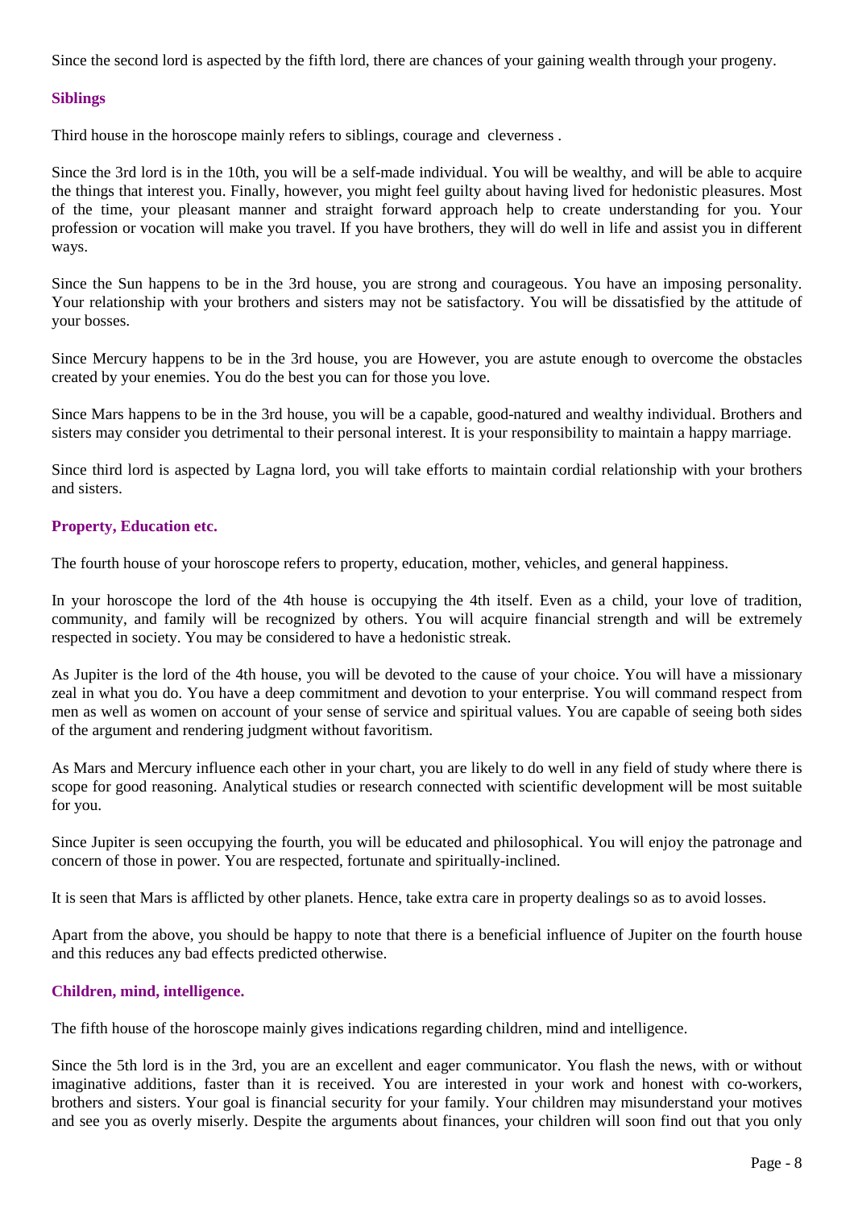Since the second lord is aspected by the fifth lord, there are chances of your gaining wealth through your progeny.

### Siblings

Third house in the horoscope mainly refers to siblings, courage and cleverness .

Since the 3rd lord is in the 10th, you will be a self-made individual. You will be wealthy, and will be able to acquire the things that interest you. Finally, however, you might feel guilty about having lived for hedonistic pleasures. Most of the time, your pleasant manner and straight forward approach help to create understanding for you. Your profession or vocation will make you travel. If you have brothers, they will do well in life and assist you in different ways.

Since the Sun happens to be in the 3rd house, you are strong and courageous. You have an imposing personality. Your relationship with your brothers and sisters may not be satisfactory. You will be dissatisfied by the attitude of your bosses.

Since Mercury happens to be in the 3rd house, you are However, you are astute enough to overcome the obstacles created by your enemies. You do the best you can for those you love.

Since Mars happens to be in the 3rd house, you will be a capable, good-natured and wealthy individual. Brothers and sisters may consider you detrimental to their personal interest. It is your responsibility to maintain a happy marriage.

Since third lord is aspected by Lagna lord, you will take efforts to maintain cordial relationship with your brothers and sisters.

### Property, Education etc.

The fourth house of your horoscope refers to property, education, mother, vehicles, and general happiness.

In your horoscope the lord of the 4th house is occupying the 4th itself. Even as a child, your love of tradition, community, and family will be recognized by others. You will acquire financial strength and will be extremely respected in society. You may be considered to have a hedonistic streak.

As Jupiter is the lord of the 4th house, you will be devoted to the cause of your choice. You will have a missionary zeal in what you do. You have a deep commitment and devotion to your enterprise. You will command respect from men as well as women on account of your sense of service and spiritual values. You are capable of seeing both sides of the argument and rendering judgment without favoritism.

As Mars and Mercury influence each other in your chart, you are likely to do well in any field of study where there is scope for good reasoning. Analytical studies or research connected with scientific development will be most suitable for you.

Since Jupiter is seen occupying the fourth, you will be educated and philosophical. You will enjoy the patronage and concern of those in power. You are respected, fortunate and spiritually-inclined.

It is seen that Mars is afflicted by other planets. Hence, take extra care in property dealings so as to avoid losses.

Apart from the above, you should be happy to note that there is a beneficial influence of Jupiter on the fourth house and this reduces any bad effects predicted otherwise.

### Children, mind, intelligence.

The fifth house of the horoscope mainly gives indications regarding children, mind and intelligence.

Since the 5th lord is in the 3rd, you are an excellent and eager communicator. You flash the news, with or without imaginative additions, faster than it is received. You are interested in your work and honest with co-workers, brothers and sisters. Your goal is financial security for your family. Your children may misunderstand your motives and see you as overly miserly. Despite the arguments about finances, your children will soon find out that you only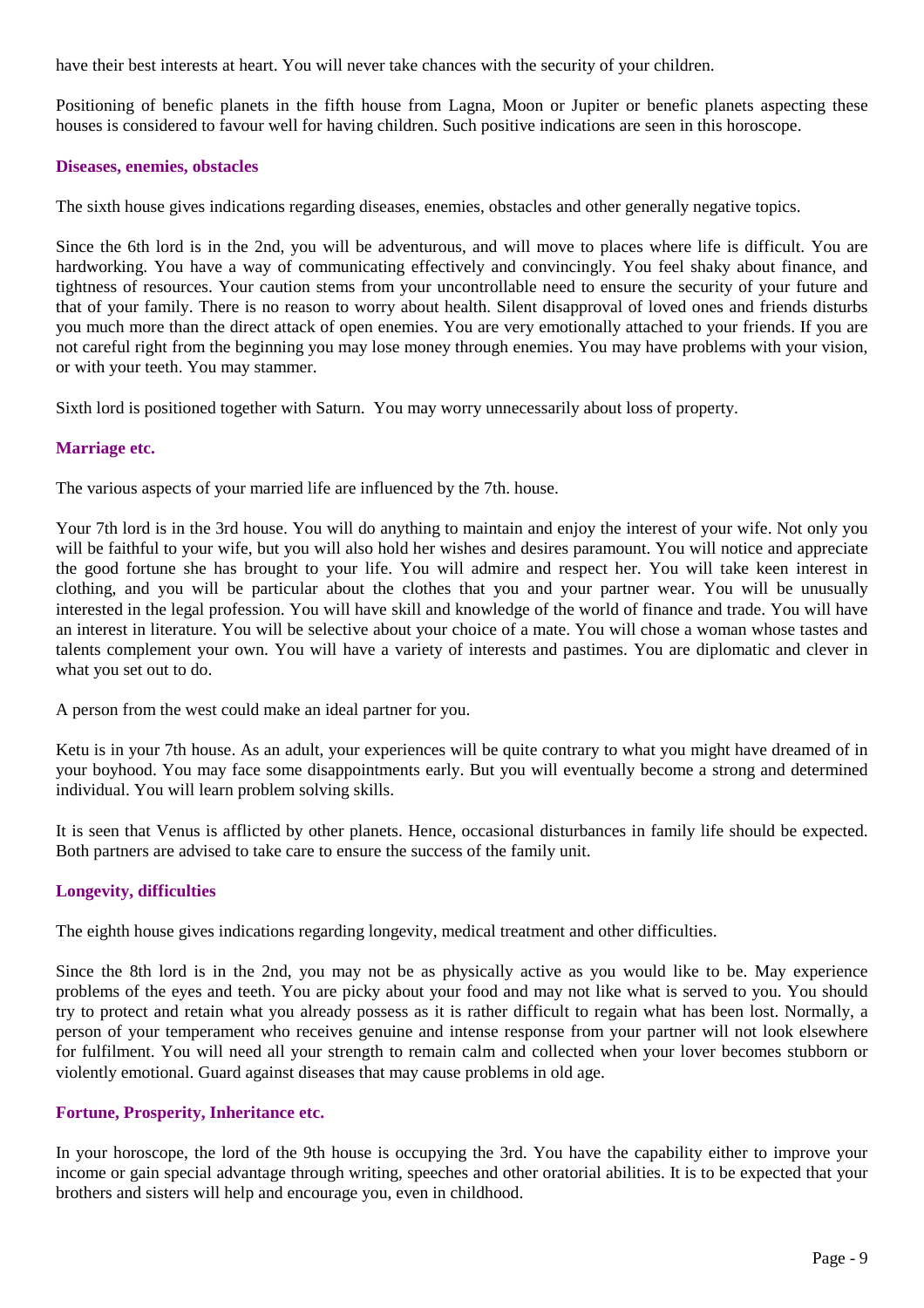have their best interests at heart. You will never take chances with the security of your children.

Positioning of benefic planets in the fifth house from Lagna, Moon or Jupiter or benefic planets aspecting these houses is considered to favour well for having children. Such positive indications are seen in this horoscope.

### Diseases, enemies, obstacles

The sixth house gives indications regarding diseases, enemies, obstacles and other generally negative topics.

Since the 6th lord is in the 2nd, you will be adventurous, and will move to places where life is difficult. You are hardworking. You have a way of communicating effectively and convincingly. You feel shaky about finance, and tightness of resources. Your caution stems from your uncontrollable need to ensure the security of your future and that of your family. There is no reason to worry about health. Silent disapproval of loved ones and friends disturbs you much more than the direct attack of open enemies. You are very emotionally attached to your friends. If you are not careful right from the beginning you may lose money through enemies. You may have problems with your vision, or with your teeth. You may stammer.

Sixth lord is positioned together with Saturn. You may worry unnecessarily about loss of property.

### Marriage etc.

The various aspects of your married life are influenced by the 7th. house.

Your 7th lord is in the 3rd house. You will do anything to maintain and enjoy the interest of your wife. Not only you will be faithful to your wife, but you will also hold her wishes and desires paramount. You will notice and appreciate the good fortune she has brought to your life. You will admire and respect her. You will take keen interest in clothing, and you will be particular about the clothes that you and your partner wear. You will be unusually interested in the legal profession. You will have skill and knowledge of the world of finance and trade. You will have an interest in literature. You will be selective about your choice of a mate. You will chose a woman whose tastes and talents complement your own. You will have a variety of interests and pastimes. You are diplomatic and clever in what you set out to do.

A person from the west could make an ideal partner for you.

Ketu is in your 7th house. As an adult, your experiences will be quite contrary to what you might have dreamed of in your boyhood. You may face some disappointments early. But you will eventually become a strong and determined individual. You will learn problem solving skills.

It is seen that Venus is afflicted by other planets. Hence, occasional disturbances in family life should be expected. Both partners are advised to take care to ensure the success of the family unit.

### Longevity, difficulties

The eighth house gives indications regarding longevity, medical treatment and other difficulties.

Since the 8th lord is in the 2nd, you may not be as physically active as you would like to be. May experience problems of the eyes and teeth. You are picky about your food and may not like what is served to you. You should try to protect and retain what you already possess as it is rather difficult to regain what has been lost. Normally, a person of your temperament who receives genuine and intense response from your partner will not look elsewhere for fulfilment. You will need all your strength to remain calm and collected when your lover becomes stubborn or violently emotional. Guard against diseases that may cause problems in old age.

### Fortune, Prosperity, Inheritance etc.

In your horoscope, the lord of the 9th house is occupying the 3rd. You have the capability either to improve your income or gain special advantage through writing, speeches and other oratorial abilities. It is to be expected that your brothers and sisters will help and encourage you, even in childhood.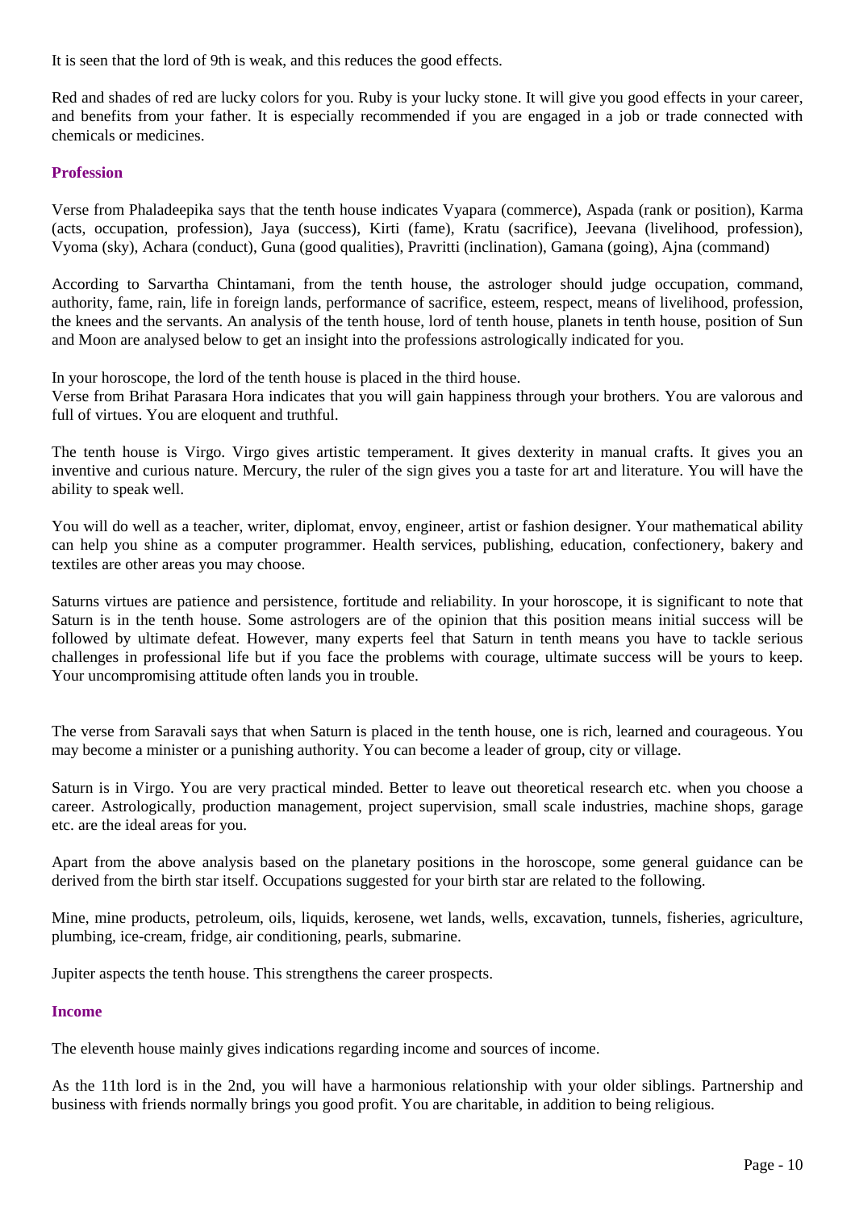It is seen that the lord of 9th is weak, and this reduces the good effects.

Red and shades of red are lucky colors for you. Ruby is your lucky stone. It will give you good effects in your career, and benefits from your father. It is especially recommended if you are engaged in a job or trade connected with chemicals or medicines.

### Profession

Verse from Phaladeepika says that the tenth house indicates Vyapara (commerce), Aspada (rank or position), Karma (acts, occupation, profession), Jaya (success), Kirti (fame), Kratu (sacrifice), Jeevana (livelihood, profession), Vyoma (sky), Achara (conduct), Guna (good qualities), Pravritti (inclination), Gamana (going), Ajna (command)

According to Sarvartha Chintamani, from the tenth house, the astrologer should judge occupation, command, authority, fame, rain, life in foreign lands, performance of sacrifice, esteem, respect, means of livelihood, profession, the knees and the servants. An analysis of the tenth house, lord of tenth house, planets in tenth house, position of Sun and Moon are analysed below to get an insight into the professions astrologically indicated for you.

In your horoscope, the lord of the tenth house is placed in the third house.
Verse from Brihat Parasara Hora indicates that you will gain happiness through your brothers. You are valorous and full of virtues. You are eloquent and truthful.

The tenth house is Virgo. Virgo gives artistic temperament. It gives dexterity in manual crafts. It gives you an inventive and curious nature. Mercury, the ruler of the sign gives you a taste for art and literature. You will have the ability to speak well.

You will do well as a teacher, writer, diplomat, envoy, engineer, artist or fashion designer. Your mathematical ability can help you shine as a computer programmer. Health services, publishing, education, confectionery, bakery and textiles are other areas you may choose.

Saturns virtues are patience and persistence, fortitude and reliability. In your horoscope, it is significant to note that Saturn is in the tenth house. Some astrologers are of the opinion that this position means initial success will be followed by ultimate defeat. However, many experts feel that Saturn in tenth means you have to tackle serious challenges in professional life but if you face the problems with courage, ultimate success will be yours to keep. Your uncompromising attitude often lands you in trouble.

The verse from Saravali says that when Saturn is placed in the tenth house, one is rich, learned and courageous. You may become a minister or a punishing authority. You can become a leader of group, city or village.

Saturn is in Virgo. You are very practical minded. Better to leave out theoretical research etc. when you choose a career. Astrologically, production management, project supervision, small scale industries, machine shops, garage etc. are the ideal areas for you.

Apart from the above analysis based on the planetary positions in the horoscope, some general guidance can be derived from the birth star itself. Occupations suggested for your birth star are related to the following.

Mine, mine products, petroleum, oils, liquids, kerosene, wet lands, wells, excavation, tunnels, fisheries, agriculture, plumbing, ice-cream, fridge, air conditioning, pearls, submarine.

Jupiter aspects the tenth house. This strengthens the career prospects.

### Income

The eleventh house mainly gives indications regarding income and sources of income.

As the 11th lord is in the 2nd, you will have a harmonious relationship with your older siblings. Partnership and business with friends normally brings you good profit. You are charitable, in addition to being religious.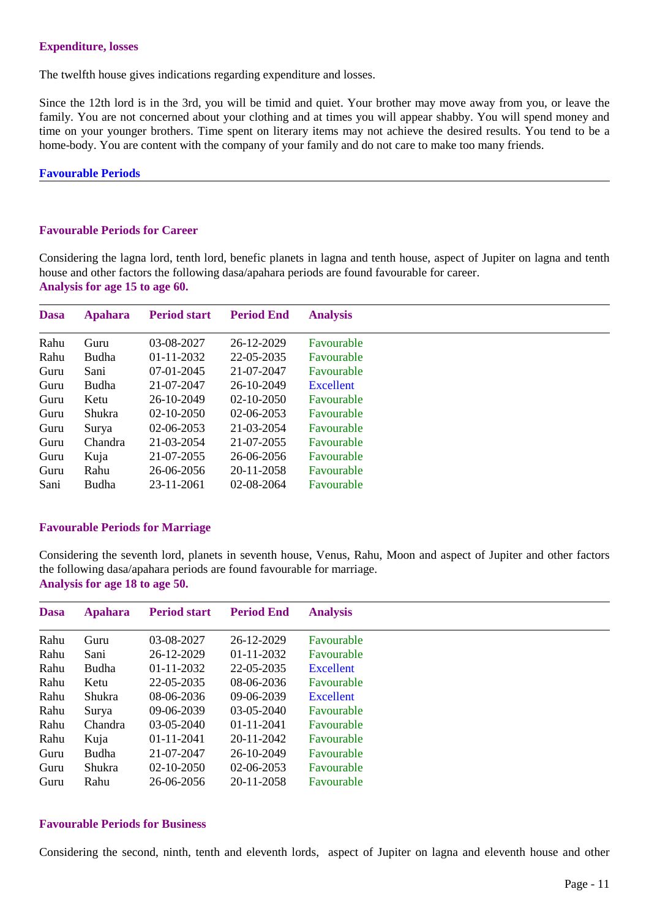### Expenditure, losses

The twelfth house gives indications regarding expenditure and losses.

Since the 12th lord is in the 3rd, you will be timid and quiet. Your brother may move away from you, or leave the family. You are not concerned about your clothing and at times you will appear shabby. You will spend money and time on your younger brothers. Time spent on literary items may not achieve the desired results. You tend to be a home-body. You are content with the company of your family and do not care to make too many friends.

## Favourable Periods

### Favourable Periods for Career

Considering the lagna lord, tenth lord, benefic planets in lagna and tenth house, aspect of Jupiter on lagna and tenth house and other factors the following dasa/apahara periods are found favourable for career.

**Analysis for age 15 to age 60.**

| Dasa | Apahara | Period start | Period End | Analysis |
|---|---|---|---|---|
| Rahu | Guru | 03-08-2027 | 26-12-2029 | Favourable |
| Rahu | Budha | 01-11-2032 | 22-05-2035 | Favourable |
| Guru | Sani | 07-01-2045 | 21-07-2047 | Favourable |
| Guru | Budha | 21-07-2047 | 26-10-2049 | Excellent |
| Guru | Ketu | 26-10-2049 | 02-10-2050 | Favourable |
| Guru | Shukra | 02-10-2050 | 02-06-2053 | Favourable |
| Guru | Surya | 02-06-2053 | 21-03-2054 | Favourable |
| Guru | Chandra | 21-03-2054 | 21-07-2055 | Favourable |
| Guru | Kuja | 21-07-2055 | 26-06-2056 | Favourable |
| Guru | Rahu | 26-06-2056 | 20-11-2058 | Favourable |
| Sani | Budha | 23-11-2061 | 02-08-2064 | Favourable |

### Favourable Periods for Marriage

Considering the seventh lord, planets in seventh house, Venus, Rahu, Moon and aspect of Jupiter and other factors the following dasa/apahara periods are found favourable for marriage.

**Analysis for age 18 to age 50.**

| Dasa | Apahara | Period start | Period End | Analysis |
|---|---|---|---|---|
| Rahu | Guru | 03-08-2027 | 26-12-2029 | Favourable |
| Rahu | Sani | 26-12-2029 | 01-11-2032 | Favourable |
| Rahu | Budha | 01-11-2032 | 22-05-2035 | Excellent |
| Rahu | Ketu | 22-05-2035 | 08-06-2036 | Favourable |
| Rahu | Shukra | 08-06-2036 | 09-06-2039 | Excellent |
| Rahu | Surya | 09-06-2039 | 03-05-2040 | Favourable |
| Rahu | Chandra | 03-05-2040 | 01-11-2041 | Favourable |
| Rahu | Kuja | 01-11-2041 | 20-11-2042 | Favourable |
| Guru | Budha | 21-07-2047 | 26-10-2049 | Favourable |
| Guru | Shukra | 02-10-2050 | 02-06-2053 | Favourable |
| Guru | Rahu | 26-06-2056 | 20-11-2058 | Favourable |

### Favourable Periods for Business

Considering the second, ninth, tenth and eleventh lords, aspect of Jupiter on lagna and eleventh house and other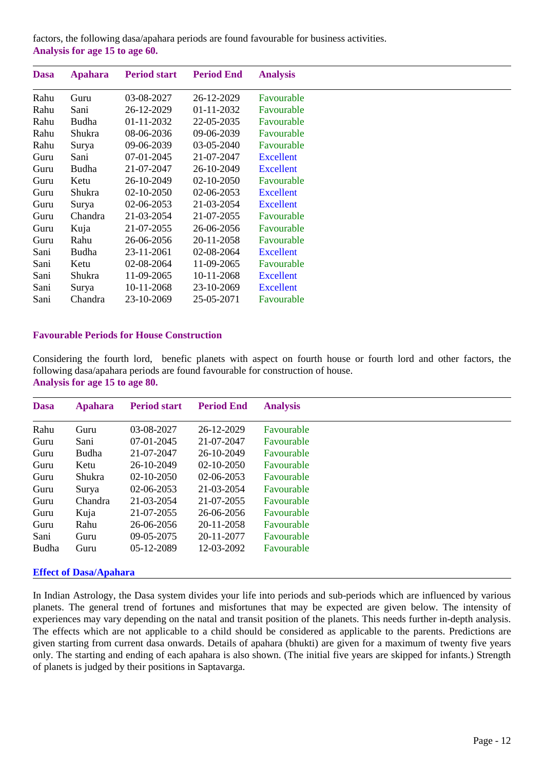factors, the following dasa/apahara periods are found favourable for business activities.
**Analysis for age 15 to age 60.**

| Dasa | Apahara | Period start | Period End | Analysis |
|---|---|---|---|---|
| Rahu | Guru | 03-08-2027 | 26-12-2029 | Favourable |
| Rahu | Sani | 26-12-2029 | 01-11-2032 | Favourable |
| Rahu | Budha | 01-11-2032 | 22-05-2035 | Favourable |
| Rahu | Shukra | 08-06-2036 | 09-06-2039 | Favourable |
| Rahu | Surya | 09-06-2039 | 03-05-2040 | Favourable |
| Guru | Sani | 07-01-2045 | 21-07-2047 | Excellent |
| Guru | Budha | 21-07-2047 | 26-10-2049 | Excellent |
| Guru | Ketu | 26-10-2049 | 02-10-2050 | Favourable |
| Guru | Shukra | 02-10-2050 | 02-06-2053 | Excellent |
| Guru | Surya | 02-06-2053 | 21-03-2054 | Excellent |
| Guru | Chandra | 21-03-2054 | 21-07-2055 | Favourable |
| Guru | Kuja | 21-07-2055 | 26-06-2056 | Favourable |
| Guru | Rahu | 26-06-2056 | 20-11-2058 | Favourable |
| Sani | Budha | 23-11-2061 | 02-08-2064 | Excellent |
| Sani | Ketu | 02-08-2064 | 11-09-2065 | Favourable |
| Sani | Shukra | 11-09-2065 | 10-11-2068 | Excellent |
| Sani | Surya | 10-11-2068 | 23-10-2069 | Excellent |
| Sani | Chandra | 23-10-2069 | 25-05-2071 | Favourable |

### Favourable Periods for House Construction

Considering the fourth lord, benefic planets with aspect on fourth house or fourth lord and other factors, the following dasa/apahara periods are found favourable for construction of house.
**Analysis for age 15 to age 80.**

| Dasa | Apahara | Period start | Period End | Analysis |
|---|---|---|---|---|
| Rahu | Guru | 03-08-2027 | 26-12-2029 | Favourable |
| Guru | Sani | 07-01-2045 | 21-07-2047 | Favourable |
| Guru | Budha | 21-07-2047 | 26-10-2049 | Favourable |
| Guru | Ketu | 26-10-2049 | 02-10-2050 | Favourable |
| Guru | Shukra | 02-10-2050 | 02-06-2053 | Favourable |
| Guru | Surya | 02-06-2053 | 21-03-2054 | Favourable |
| Guru | Chandra | 21-03-2054 | 21-07-2055 | Favourable |
| Guru | Kuja | 21-07-2055 | 26-06-2056 | Favourable |
| Guru | Rahu | 26-06-2056 | 20-11-2058 | Favourable |
| Sani | Guru | 09-05-2075 | 20-11-2077 | Favourable |
| Budha | Guru | 05-12-2089 | 12-03-2092 | Favourable |

### Effect of Dasa/Apahara

In Indian Astrology, the Dasa system divides your life into periods and sub-periods which are influenced by various planets. The general trend of fortunes and misfortunes that may be expected are given below. The intensity of experiences may vary depending on the natal and transit position of the planets. This needs further in-depth analysis. The effects which are not applicable to a child should be considered as applicable to the parents. Predictions are given starting from current dasa onwards. Details of apahara (bhukti) are given for a maximum of twenty five years only. The starting and ending of each apahara is also shown. (The initial five years are skipped for infants.) Strength of planets is judged by their positions in Saptavarga.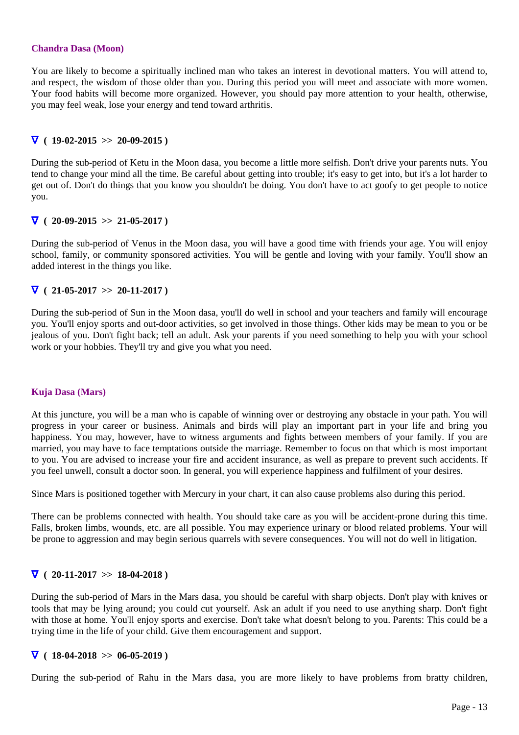### Chandra Dasa (Moon)

You are likely to become a spiritually inclined man who takes an interest in devotional matters. You will attend to, and respect, the wisdom of those older than you. During this period you will meet and associate with more women. Your food habits will become more organized. However, you should pay more attention to your health, otherwise, you may feel weak, lose your energy and tend toward arthritis.

**∇ ( 19-02-2015 >> 20-09-2015 )**

During the sub-period of Ketu in the Moon dasa, you become a little more selfish. Don't drive your parents nuts. You tend to change your mind all the time. Be careful about getting into trouble; it's easy to get into, but it's a lot harder to get out of. Don't do things that you know you shouldn't be doing. You don't have to act goofy to get people to notice you.

**∇ ( 20-09-2015 >> 21-05-2017 )**

During the sub-period of Venus in the Moon dasa, you will have a good time with friends your age. You will enjoy school, family, or community sponsored activities. You will be gentle and loving with your family. You'll show an added interest in the things you like.

**∇ ( 21-05-2017 >> 20-11-2017 )**

During the sub-period of Sun in the Moon dasa, you'll do well in school and your teachers and family will encourage you. You'll enjoy sports and out-door activities, so get involved in those things. Other kids may be mean to you or be jealous of you. Don't fight back; tell an adult. Ask your parents if you need something to help you with your school work or your hobbies. They'll try and give you what you need.

### Kuja Dasa (Mars)

At this juncture, you will be a man who is capable of winning over or destroying any obstacle in your path. You will progress in your career or business. Animals and birds will play an important part in your life and bring you happiness. You may, however, have to witness arguments and fights between members of your family. If you are married, you may have to face temptations outside the marriage. Remember to focus on that which is most important to you. You are advised to increase your fire and accident insurance, as well as prepare to prevent such accidents. If you feel unwell, consult a doctor soon. In general, you will experience happiness and fulfilment of your desires.

Since Mars is positioned together with Mercury in your chart, it can also cause problems also during this period.

There can be problems connected with health. You should take care as you will be accident-prone during this time. Falls, broken limbs, wounds, etc. are all possible. You may experience urinary or blood related problems. Your will be prone to aggression and may begin serious quarrels with severe consequences. You will not do well in litigation.

**∇ ( 20-11-2017 >> 18-04-2018 )**

During the sub-period of Mars in the Mars dasa, you should be careful with sharp objects. Don't play with knives or tools that may be lying around; you could cut yourself. Ask an adult if you need to use anything sharp. Don't fight with those at home. You'll enjoy sports and exercise. Don't take what doesn't belong to you. Parents: This could be a trying time in the life of your child. Give them encouragement and support.

**∇ ( 18-04-2018 >> 06-05-2019 )**

During the sub-period of Rahu in the Mars dasa, you are more likely to have problems from bratty children,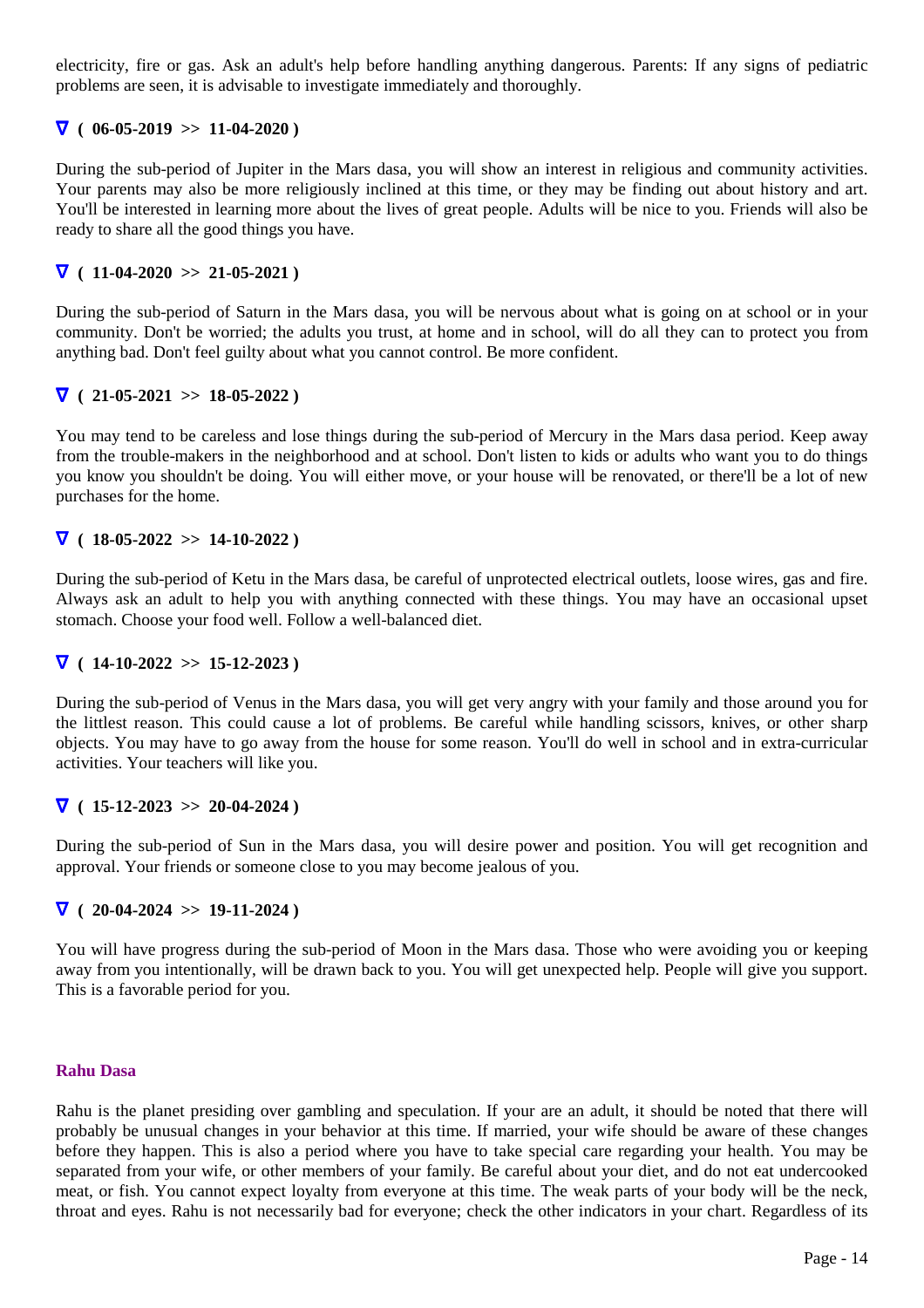electricity, fire or gas. Ask an adult's help before handling anything dangerous. Parents: If any signs of pediatric problems are seen, it is advisable to investigate immediately and thoroughly.

**∇ ( 06-05-2019 >> 11-04-2020 )**

During the sub-period of Jupiter in the Mars dasa, you will show an interest in religious and community activities. Your parents may also be more religiously inclined at this time, or they may be finding out about history and art. You'll be interested in learning more about the lives of great people. Adults will be nice to you. Friends will also be ready to share all the good things you have.

**∇ ( 11-04-2020 >> 21-05-2021 )**

During the sub-period of Saturn in the Mars dasa, you will be nervous about what is going on at school or in your community. Don't be worried; the adults you trust, at home and in school, will do all they can to protect you from anything bad. Don't feel guilty about what you cannot control. Be more confident.

**∇ ( 21-05-2021 >> 18-05-2022 )**

You may tend to be careless and lose things during the sub-period of Mercury in the Mars dasa period. Keep away from the trouble-makers in the neighborhood and at school. Don't listen to kids or adults who want you to do things you know you shouldn't be doing. You will either move, or your house will be renovated, or there'll be a lot of new purchases for the home.

**∇ ( 18-05-2022 >> 14-10-2022 )**

During the sub-period of Ketu in the Mars dasa, be careful of unprotected electrical outlets, loose wires, gas and fire. Always ask an adult to help you with anything connected with these things. You may have an occasional upset stomach. Choose your food well. Follow a well-balanced diet.

**∇ ( 14-10-2022 >> 15-12-2023 )**

During the sub-period of Venus in the Mars dasa, you will get very angry with your family and those around you for the littlest reason. This could cause a lot of problems. Be careful while handling scissors, knives, or other sharp objects. You may have to go away from the house for some reason. You'll do well in school and in extra-curricular activities. Your teachers will like you.

**∇ ( 15-12-2023 >> 20-04-2024 )**

During the sub-period of Sun in the Mars dasa, you will desire power and position. You will get recognition and approval. Your friends or someone close to you may become jealous of you.

**∇ ( 20-04-2024 >> 19-11-2024 )**

You will have progress during the sub-period of Moon in the Mars dasa. Those who were avoiding you or keeping away from you intentionally, will be drawn back to you. You will get unexpected help. People will give you support. This is a favorable period for you.

### Rahu Dasa

Rahu is the planet presiding over gambling and speculation. If your are an adult, it should be noted that there will probably be unusual changes in your behavior at this time. If married, your wife should be aware of these changes before they happen. This is also a period where you have to take special care regarding your health. You may be separated from your wife, or other members of your family. Be careful about your diet, and do not eat undercooked meat, or fish. You cannot expect loyalty from everyone at this time. The weak parts of your body will be the neck, throat and eyes. Rahu is not necessarily bad for everyone; check the other indicators in your chart. Regardless of its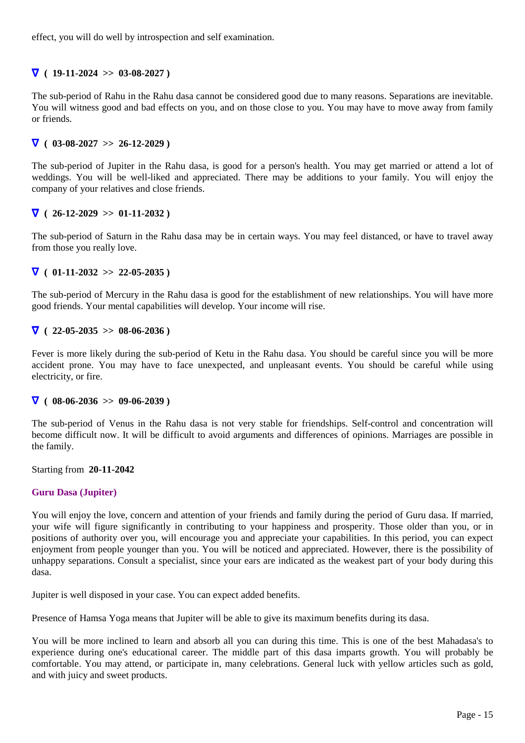effect, you will do well by introspection and self examination.

**∇ ( 19-11-2024 >> 03-08-2027 )**

The sub-period of Rahu in the Rahu dasa cannot be considered good due to many reasons. Separations are inevitable. You will witness good and bad effects on you, and on those close to you. You may have to move away from family or friends.

**∇ ( 03-08-2027 >> 26-12-2029 )**

The sub-period of Jupiter in the Rahu dasa, is good for a person's health. You may get married or attend a lot of weddings. You will be well-liked and appreciated. There may be additions to your family. You will enjoy the company of your relatives and close friends.

**∇ ( 26-12-2029 >> 01-11-2032 )**

The sub-period of Saturn in the Rahu dasa may be in certain ways. You may feel distanced, or have to travel away from those you really love.

**∇ ( 01-11-2032 >> 22-05-2035 )**

The sub-period of Mercury in the Rahu dasa is good for the establishment of new relationships. You will have more good friends. Your mental capabilities will develop. Your income will rise.

**∇ ( 22-05-2035 >> 08-06-2036 )**

Fever is more likely during the sub-period of Ketu in the Rahu dasa. You should be careful since you will be more accident prone. You may have to face unexpected, and unpleasant events. You should be careful while using electricity, or fire.

**∇ ( 08-06-2036 >> 09-06-2039 )**

The sub-period of Venus in the Rahu dasa is not very stable for friendships. Self-control and concentration will become difficult now. It will be difficult to avoid arguments and differences of opinions. Marriages are possible in the family.

Starting from **20-11-2042**

### Guru Dasa (Jupiter)

You will enjoy the love, concern and attention of your friends and family during the period of Guru dasa. If married, your wife will figure significantly in contributing to your happiness and prosperity. Those older than you, or in positions of authority over you, will encourage you and appreciate your capabilities. In this period, you can expect enjoyment from people younger than you. You will be noticed and appreciated. However, there is the possibility of unhappy separations. Consult a specialist, since your ears are indicated as the weakest part of your body during this dasa.

Jupiter is well disposed in your case. You can expect added benefits.

Presence of Hamsa Yoga means that Jupiter will be able to give its maximum benefits during its dasa.

You will be more inclined to learn and absorb all you can during this time. This is one of the best Mahadasa's to experience during one's educational career. The middle part of this dasa imparts growth. You will probably be comfortable. You may attend, or participate in, many celebrations. General luck with yellow articles such as gold, and with juicy and sweet products.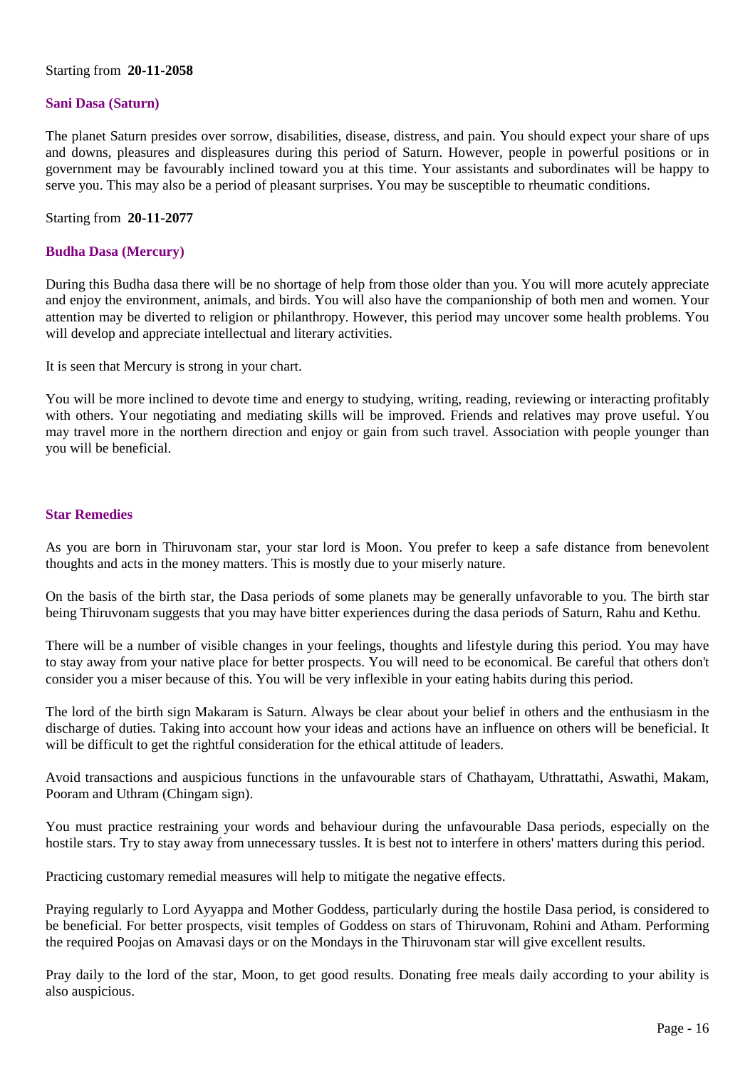Starting from **20-11-2058**

### Sani Dasa (Saturn)

The planet Saturn presides over sorrow, disabilities, disease, distress, and pain. You should expect your share of ups and downs, pleasures and displeasures during this period of Saturn. However, people in powerful positions or in government may be favourably inclined toward you at this time. Your assistants and subordinates will be happy to serve you. This may also be a period of pleasant surprises. You may be susceptible to rheumatic conditions.

Starting from **20-11-2077**

### Budha Dasa (Mercury)

During this Budha dasa there will be no shortage of help from those older than you. You will more acutely appreciate and enjoy the environment, animals, and birds. You will also have the companionship of both men and women. Your attention may be diverted to religion or philanthropy. However, this period may uncover some health problems. You will develop and appreciate intellectual and literary activities.

It is seen that Mercury is strong in your chart.

You will be more inclined to devote time and energy to studying, writing, reading, reviewing or interacting profitably with others. Your negotiating and mediating skills will be improved. Friends and relatives may prove useful. You may travel more in the northern direction and enjoy or gain from such travel. Association with people younger than you will be beneficial.

### Star Remedies

As you are born in Thiruvonam star, your star lord is Moon. You prefer to keep a safe distance from benevolent thoughts and acts in the money matters. This is mostly due to your miserly nature.

On the basis of the birth star, the Dasa periods of some planets may be generally unfavorable to you. The birth star being Thiruvonam suggests that you may have bitter experiences during the dasa periods of Saturn, Rahu and Kethu.

There will be a number of visible changes in your feelings, thoughts and lifestyle during this period. You may have to stay away from your native place for better prospects. You will need to be economical. Be careful that others don't consider you a miser because of this. You will be very inflexible in your eating habits during this period.

The lord of the birth sign Makaram is Saturn. Always be clear about your belief in others and the enthusiasm in the discharge of duties. Taking into account how your ideas and actions have an influence on others will be beneficial. It will be difficult to get the rightful consideration for the ethical attitude of leaders.

Avoid transactions and auspicious functions in the unfavourable stars of Chathayam, Uthrattathi, Aswathi, Makam, Pooram and Uthram (Chingam sign).

You must practice restraining your words and behaviour during the unfavourable Dasa periods, especially on the hostile stars. Try to stay away from unnecessary tussles. It is best not to interfere in others' matters during this period.

Practicing customary remedial measures will help to mitigate the negative effects.

Praying regularly to Lord Ayyappa and Mother Goddess, particularly during the hostile Dasa period, is considered to be beneficial. For better prospects, visit temples of Goddess on stars of Thiruvonam, Rohini and Atham. Performing the required Poojas on Amavasi days or on the Mondays in the Thiruvonam star will give excellent results.

Pray daily to the lord of the star, Moon, to get good results. Donating free meals daily according to your ability is also auspicious.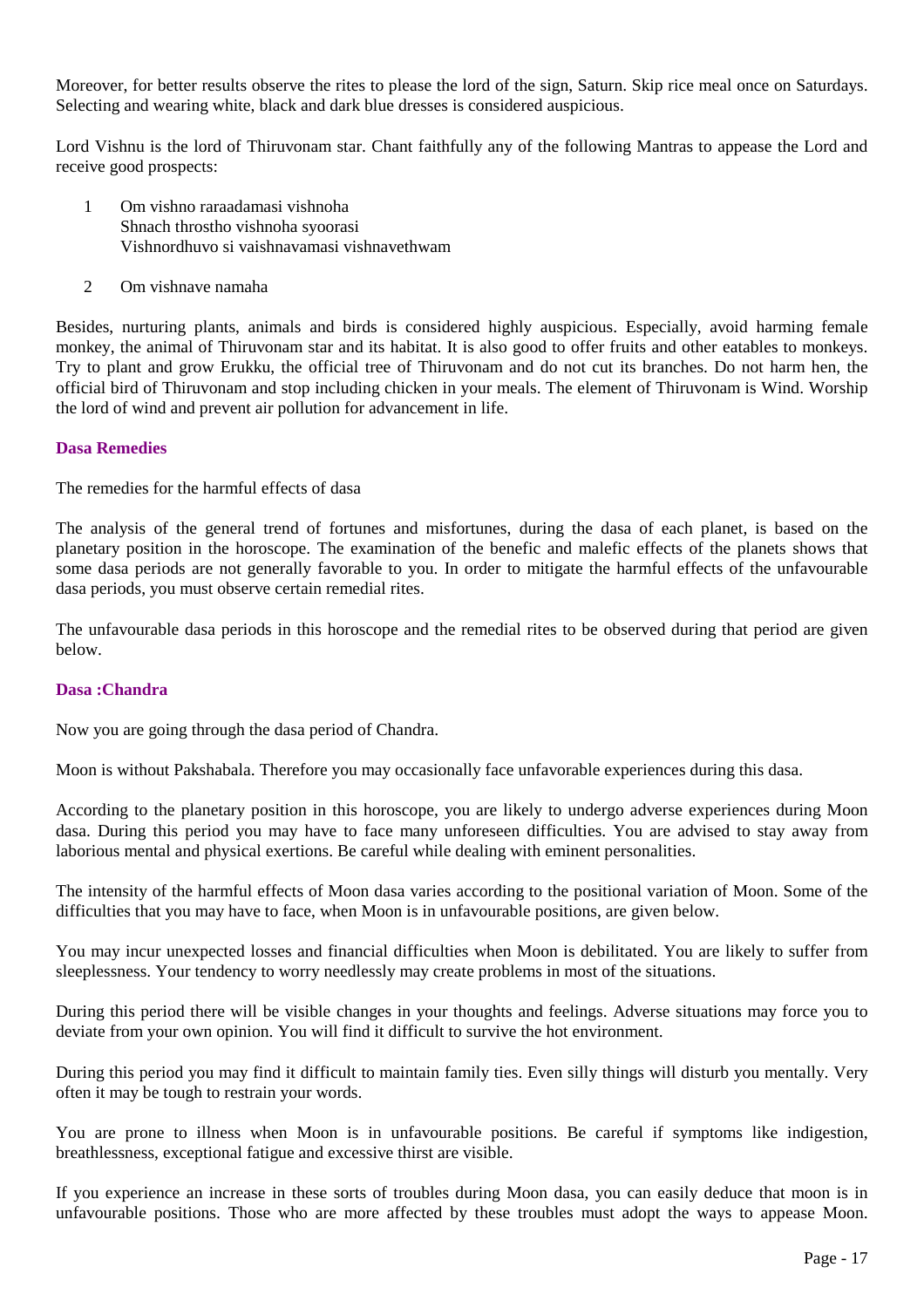Moreover, for better results observe the rites to please the lord of the sign, Saturn. Skip rice meal once on Saturdays. Selecting and wearing white, black and dark blue dresses is considered auspicious.

Lord Vishnu is the lord of Thiruvonam star. Chant faithfully any of the following Mantras to appease the Lord and receive good prospects:

1. Om vishno raraadamasi vishnoha
   Shnach throstho vishnoha syoorasi
   Vishnordhuvo si vaishnavamasi vishnavethwam

2. Om vishnave namaha

Besides, nurturing plants, animals and birds is considered highly auspicious. Especially, avoid harming female monkey, the animal of Thiruvonam star and its habitat. It is also good to offer fruits and other eatables to monkeys. Try to plant and grow Erukku, the official tree of Thiruvonam and do not cut its branches. Do not harm hen, the official bird of Thiruvonam and stop including chicken in your meals. The element of Thiruvonam is Wind. Worship the lord of wind and prevent air pollution for advancement in life.

### Dasa Remedies

The remedies for the harmful effects of dasa

The analysis of the general trend of fortunes and misfortunes, during the dasa of each planet, is based on the planetary position in the horoscope. The examination of the benefic and malefic effects of the planets shows that some dasa periods are not generally favorable to you. In order to mitigate the harmful effects of the unfavourable dasa periods, you must observe certain remedial rites.

The unfavourable dasa periods in this horoscope and the remedial rites to be observed during that period are given below.

### Dasa :Chandra

Now you are going through the dasa period of Chandra.

Moon is without Pakshabala. Therefore you may occasionally face unfavorable experiences during this dasa.

According to the planetary position in this horoscope, you are likely to undergo adverse experiences during Moon dasa. During this period you may have to face many unforeseen difficulties. You are advised to stay away from laborious mental and physical exertions. Be careful while dealing with eminent personalities.

The intensity of the harmful effects of Moon dasa varies according to the positional variation of Moon. Some of the difficulties that you may have to face, when Moon is in unfavourable positions, are given below.

You may incur unexpected losses and financial difficulties when Moon is debilitated. You are likely to suffer from sleeplessness. Your tendency to worry needlessly may create problems in most of the situations.

During this period there will be visible changes in your thoughts and feelings. Adverse situations may force you to deviate from your own opinion. You will find it difficult to survive the hot environment.

During this period you may find it difficult to maintain family ties. Even silly things will disturb you mentally. Very often it may be tough to restrain your words.

You are prone to illness when Moon is in unfavourable positions. Be careful if symptoms like indigestion, breathlessness, exceptional fatigue and excessive thirst are visible.

If you experience an increase in these sorts of troubles during Moon dasa, you can easily deduce that moon is in unfavourable positions. Those who are more affected by these troubles must adopt the ways to appease Moon.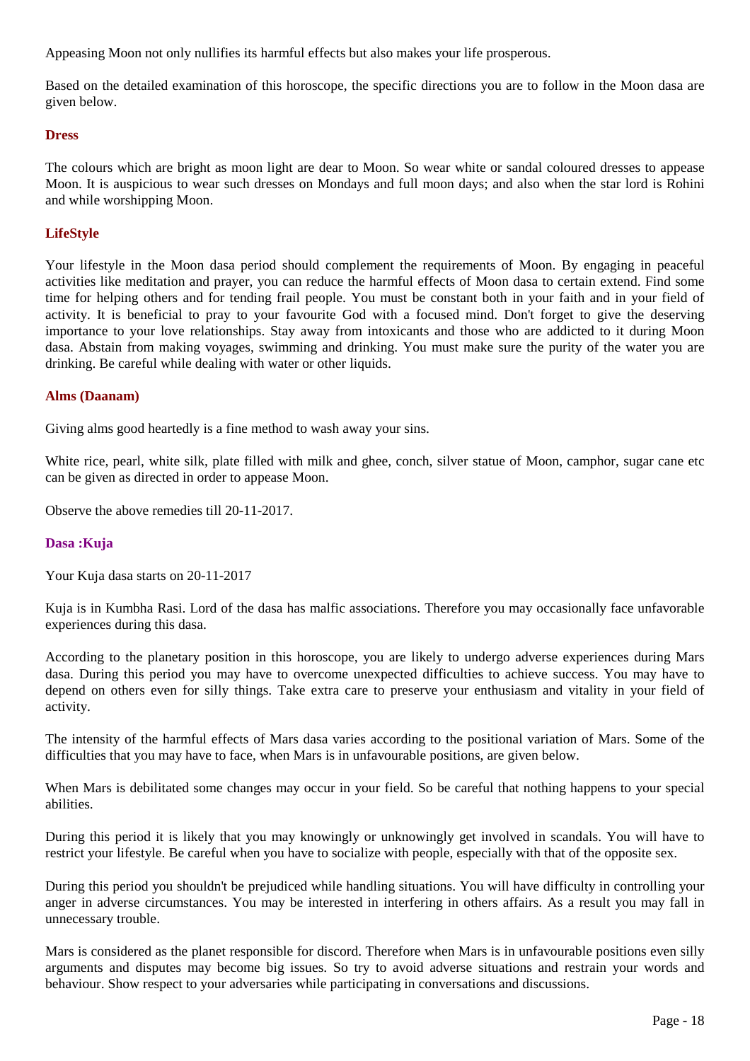Appeasing Moon not only nullifies its harmful effects but also makes your life prosperous.

Based on the detailed examination of this horoscope, the specific directions you are to follow in the Moon dasa are given below.

### Dress

The colours which are bright as moon light are dear to Moon. So wear white or sandal coloured dresses to appease Moon. It is auspicious to wear such dresses on Mondays and full moon days; and also when the star lord is Rohini and while worshipping Moon.

### LifeStyle

Your lifestyle in the Moon dasa period should complement the requirements of Moon. By engaging in peaceful activities like meditation and prayer, you can reduce the harmful effects of Moon dasa to certain extend. Find some time for helping others and for tending frail people. You must be constant both in your faith and in your field of activity. It is beneficial to pray to your favourite God with a focused mind. Don't forget to give the deserving importance to your love relationships. Stay away from intoxicants and those who are addicted to it during Moon dasa. Abstain from making voyages, swimming and drinking. You must make sure the purity of the water you are drinking. Be careful while dealing with water or other liquids.

### Alms (Daanam)

Giving alms good heartedly is a fine method to wash away your sins.

White rice, pearl, white silk, plate filled with milk and ghee, conch, silver statue of Moon, camphor, sugar cane etc can be given as directed in order to appease Moon.

Observe the above remedies till 20-11-2017.

### Dasa :Kuja

Your Kuja dasa starts on 20-11-2017

Kuja is in Kumbha Rasi. Lord of the dasa has malfic associations. Therefore you may occasionally face unfavorable experiences during this dasa.

According to the planetary position in this horoscope, you are likely to undergo adverse experiences during Mars dasa. During this period you may have to overcome unexpected difficulties to achieve success. You may have to depend on others even for silly things. Take extra care to preserve your enthusiasm and vitality in your field of activity.

The intensity of the harmful effects of Mars dasa varies according to the positional variation of Mars. Some of the difficulties that you may have to face, when Mars is in unfavourable positions, are given below.

When Mars is debilitated some changes may occur in your field. So be careful that nothing happens to your special abilities.

During this period it is likely that you may knowingly or unknowingly get involved in scandals. You will have to restrict your lifestyle. Be careful when you have to socialize with people, especially with that of the opposite sex.

During this period you shouldn't be prejudiced while handling situations. You will have difficulty in controlling your anger in adverse circumstances. You may be interested in interfering in others affairs. As a result you may fall in unnecessary trouble.

Mars is considered as the planet responsible for discord. Therefore when Mars is in unfavourable positions even silly arguments and disputes may become big issues. So try to avoid adverse situations and restrain your words and behaviour. Show respect to your adversaries while participating in conversations and discussions.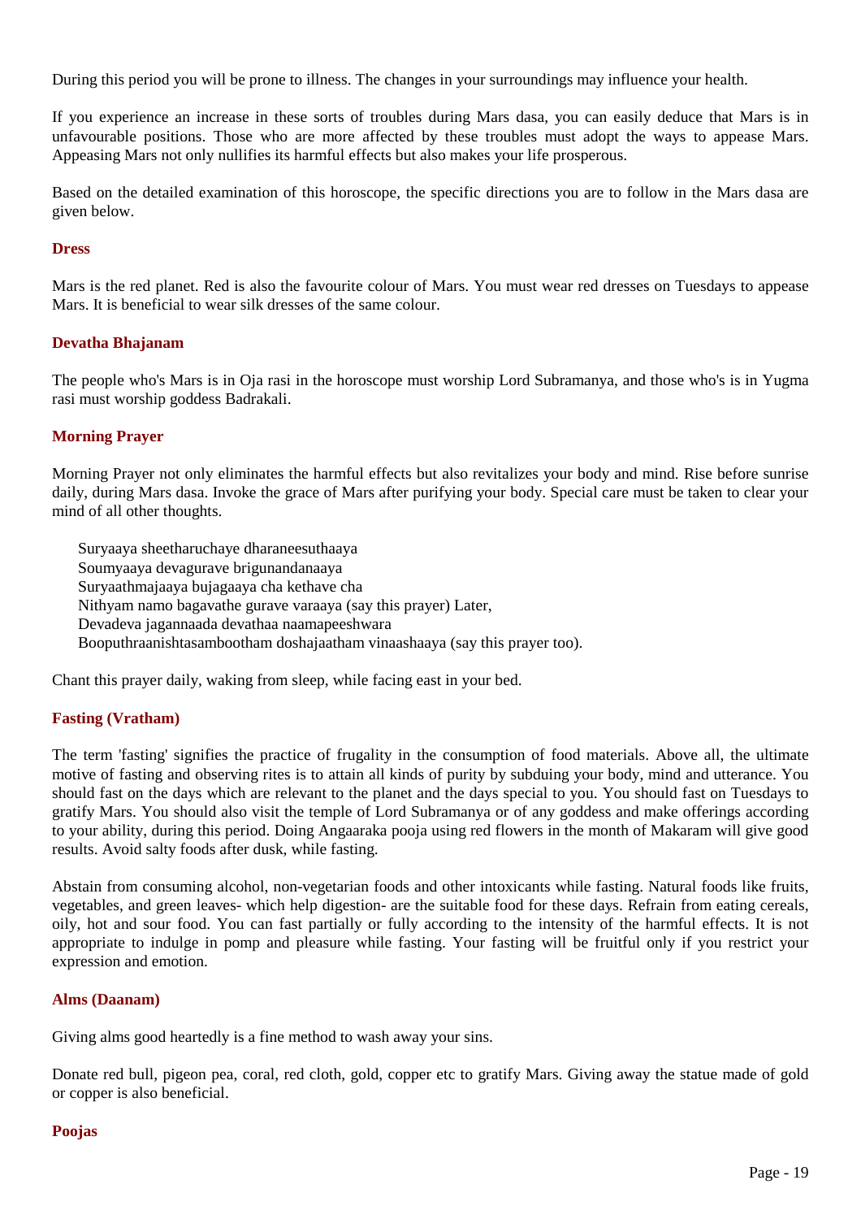During this period you will be prone to illness. The changes in your surroundings may influence your health.

If you experience an increase in these sorts of troubles during Mars dasa, you can easily deduce that Mars is in unfavourable positions. Those who are more affected by these troubles must adopt the ways to appease Mars. Appeasing Mars not only nullifies its harmful effects but also makes your life prosperous.

Based on the detailed examination of this horoscope, the specific directions you are to follow in the Mars dasa are given below.

### Dress

Mars is the red planet. Red is also the favourite colour of Mars. You must wear red dresses on Tuesdays to appease Mars. It is beneficial to wear silk dresses of the same colour.

### Devatha Bhajanam

The people who's Mars is in Oja rasi in the horoscope must worship Lord Subramanya, and those who's is in Yugma rasi must worship goddess Badrakali.

### Morning Prayer

Morning Prayer not only eliminates the harmful effects but also revitalizes your body and mind. Rise before sunrise daily, during Mars dasa. Invoke the grace of Mars after purifying your body. Special care must be taken to clear your mind of all other thoughts.

> Suryaaya sheetharuchaye dharaneesuthaaya
> Soumyaaya devagurave brigunandanaaya
> Suryaathmajaaya bujagaaya cha kethave cha
> Nithyam namo bagavathe gurave varaaya (say this prayer) Later,
> Devadeva jagannaada devathaa naamapeeshwara
> Booputhraanishtasambootham doshajaatham vinaashaaya (say this prayer too).

Chant this prayer daily, waking from sleep, while facing east in your bed.

### Fasting (Vratham)

The term 'fasting' signifies the practice of frugality in the consumption of food materials. Above all, the ultimate motive of fasting and observing rites is to attain all kinds of purity by subduing your body, mind and utterance. You should fast on the days which are relevant to the planet and the days special to you. You should fast on Tuesdays to gratify Mars. You should also visit the temple of Lord Subramanya or of any goddess and make offerings according to your ability, during this period. Doing Angaaraka pooja using red flowers in the month of Makaram will give good results. Avoid salty foods after dusk, while fasting.

Abstain from consuming alcohol, non-vegetarian foods and other intoxicants while fasting. Natural foods like fruits, vegetables, and green leaves- which help digestion- are the suitable food for these days. Refrain from eating cereals, oily, hot and sour food. You can fast partially or fully according to the intensity of the harmful effects. It is not appropriate to indulge in pomp and pleasure while fasting. Your fasting will be fruitful only if you restrict your expression and emotion.

### Alms (Daanam)

Giving alms good heartedly is a fine method to wash away your sins.

Donate red bull, pigeon pea, coral, red cloth, gold, copper etc to gratify Mars. Giving away the statue made of gold or copper is also beneficial.

### Poojas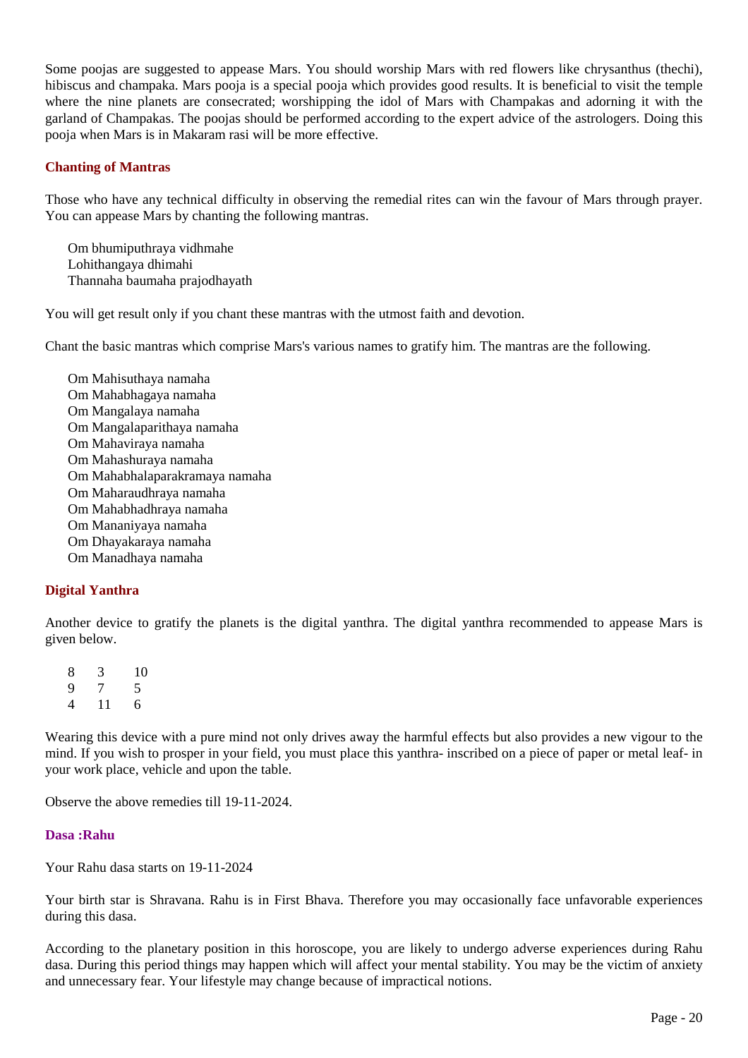Some poojas are suggested to appease Mars. You should worship Mars with red flowers like chrysanthus (thechi), hibiscus and champaka. Mars pooja is a special pooja which provides good results. It is beneficial to visit the temple where the nine planets are consecrated; worshipping the idol of Mars with Champakas and adorning it with the garland of Champakas. The poojas should be performed according to the expert advice of the astrologers. Doing this pooja when Mars is in Makaram rasi will be more effective.

### Chanting of Mantras

Those who have any technical difficulty in observing the remedial rites can win the favour of Mars through prayer. You can appease Mars by chanting the following mantras.

Om bhumiputhraya vidhmahe
Lohithangaya dhimahi
Thannaha baumaha prajodhayath

You will get result only if you chant these mantras with the utmost faith and devotion.

Chant the basic mantras which comprise Mars's various names to gratify him. The mantras are the following.

Om Mahisuthaya namaha
Om Mahabhagaya namaha
Om Mangalaya namaha
Om Mangalaparithaya namaha
Om Mahaviraya namaha
Om Mahashuraya namaha
Om Mahabhalaparakramaya namaha
Om Maharaudhraya namaha
Om Mahabhadhraya namaha
Om Mananiyaya namaha
Om Dhayakaraya namaha
Om Manadhaya namaha

### Digital Yanthra

Another device to gratify the planets is the digital yanthra. The digital yanthra recommended to appease Mars is given below.

| | | |
|---|---|---|
| 8 | 3 | 10 |
| 9 | 7 | 5 |
| 4 | 11 | 6 |

Wearing this device with a pure mind not only drives away the harmful effects but also provides a new vigour to the mind. If you wish to prosper in your field, you must place this yanthra- inscribed on a piece of paper or metal leaf- in your work place, vehicle and upon the table.

Observe the above remedies till 19-11-2024.

### Dasa :Rahu

Your Rahu dasa starts on 19-11-2024

Your birth star is Shravana. Rahu is in First Bhava. Therefore you may occasionally face unfavorable experiences during this dasa.

According to the planetary position in this horoscope, you are likely to undergo adverse experiences during Rahu dasa. During this period things may happen which will affect your mental stability. You may be the victim of anxiety and unnecessary fear. Your lifestyle may change because of impractical notions.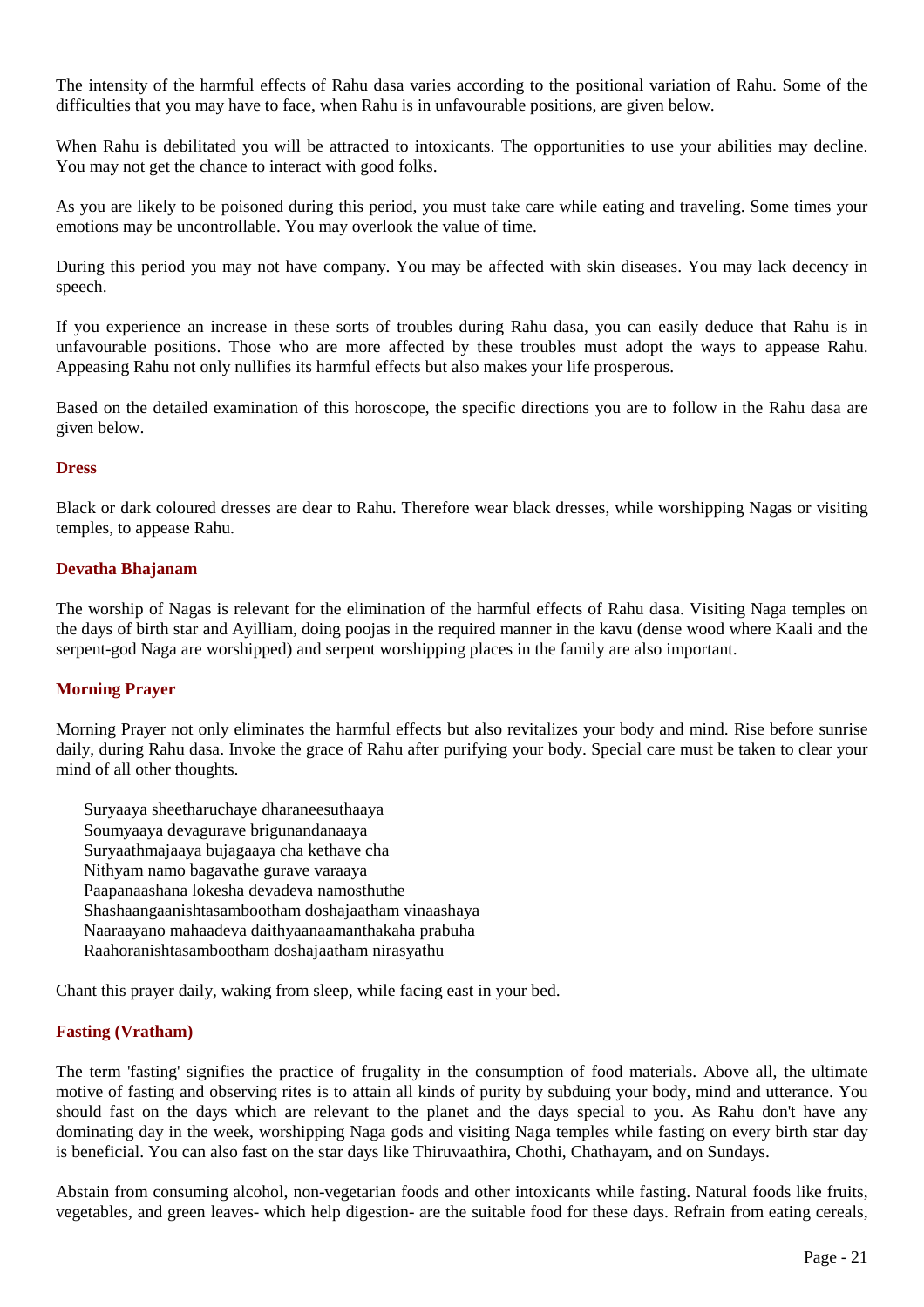The intensity of the harmful effects of Rahu dasa varies according to the positional variation of Rahu. Some of the difficulties that you may have to face, when Rahu is in unfavourable positions, are given below.

When Rahu is debilitated you will be attracted to intoxicants. The opportunities to use your abilities may decline. You may not get the chance to interact with good folks.

As you are likely to be poisoned during this period, you must take care while eating and traveling. Some times your emotions may be uncontrollable. You may overlook the value of time.

During this period you may not have company. You may be affected with skin diseases. You may lack decency in speech.

If you experience an increase in these sorts of troubles during Rahu dasa, you can easily deduce that Rahu is in unfavourable positions. Those who are more affected by these troubles must adopt the ways to appease Rahu. Appeasing Rahu not only nullifies its harmful effects but also makes your life prosperous.

Based on the detailed examination of this horoscope, the specific directions you are to follow in the Rahu dasa are given below.

### Dress

Black or dark coloured dresses are dear to Rahu. Therefore wear black dresses, while worshipping Nagas or visiting temples, to appease Rahu.

### Devatha Bhajanam

The worship of Nagas is relevant for the elimination of the harmful effects of Rahu dasa. Visiting Naga temples on the days of birth star and Ayilliam, doing poojas in the required manner in the kavu (dense wood where Kaali and the serpent-god Naga are worshipped) and serpent worshipping places in the family are also important.

### Morning Prayer

Morning Prayer not only eliminates the harmful effects but also revitalizes your body and mind. Rise before sunrise daily, during Rahu dasa. Invoke the grace of Rahu after purifying your body. Special care must be taken to clear your mind of all other thoughts.

> Suryaaya sheetharuchaye dharaneesuthaaya  
> Soumyaaya devagurave brigunandanaaya  
> Suryaathmajaaya bujagaaya cha kethave cha  
> Nithyam namo bagavathe gurave varaaya  
> Paapanaashana lokesha devadeva namosthuthe  
> Shashaangaanishtasambootham doshajaatham vinaashaya  
> Naaraayano mahaadeva daithyaanaamanthakaha prabuha  
> Raahoranishtasambootham doshajaatham nirasyathu

Chant this prayer daily, waking from sleep, while facing east in your bed.

### Fasting (Vratham)

The term 'fasting' signifies the practice of frugality in the consumption of food materials. Above all, the ultimate motive of fasting and observing rites is to attain all kinds of purity by subduing your body, mind and utterance. You should fast on the days which are relevant to the planet and the days special to you. As Rahu don't have any dominating day in the week, worshipping Naga gods and visiting Naga temples while fasting on every birth star day is beneficial. You can also fast on the star days like Thiruvaathira, Chothi, Chathayam, and on Sundays.

Abstain from consuming alcohol, non-vegetarian foods and other intoxicants while fasting. Natural foods like fruits, vegetables, and green leaves- which help digestion- are the suitable food for these days. Refrain from eating cereals,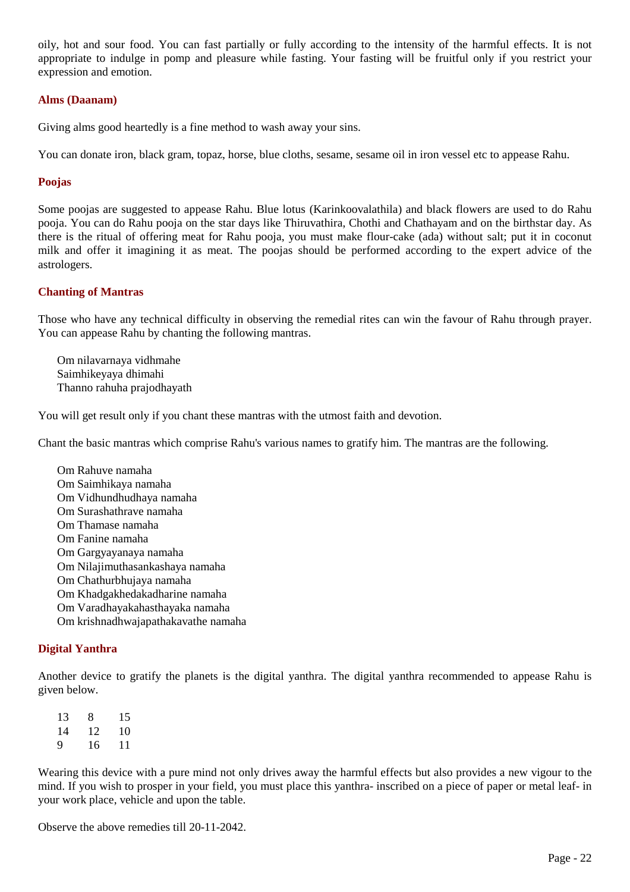oily, hot and sour food. You can fast partially or fully according to the intensity of the harmful effects. It is not appropriate to indulge in pomp and pleasure while fasting. Your fasting will be fruitful only if you restrict your expression and emotion.

### Alms (Daanam)

Giving alms good heartedly is a fine method to wash away your sins.

You can donate iron, black gram, topaz, horse, blue cloths, sesame, sesame oil in iron vessel etc to appease Rahu.

### Poojas

Some poojas are suggested to appease Rahu. Blue lotus (Karinkoovalathila) and black flowers are used to do Rahu pooja. You can do Rahu pooja on the star days like Thiruvathira, Chothi and Chathayam and on the birthstar day. As there is the ritual of offering meat for Rahu pooja, you must make flour-cake (ada) without salt; put it in coconut milk and offer it imagining it as meat. The poojas should be performed according to the expert advice of the astrologers.

### Chanting of Mantras

Those who have any technical difficulty in observing the remedial rites can win the favour of Rahu through prayer. You can appease Rahu by chanting the following mantras.

Om nilavarnaya vidhmahe
Saimhikeyaya dhimahi
Thanno rahuha prajodhayath

You will get result only if you chant these mantras with the utmost faith and devotion.

Chant the basic mantras which comprise Rahu's various names to gratify him. The mantras are the following.

Om Rahuve namaha
Om Saimhikaya namaha
Om Vidhundhudhaya namaha
Om Surashathrave namaha
Om Thamase namaha
Om Fanine namaha
Om Gargyayanaya namaha
Om Nilajimuthasankashaya namaha
Om Chathurbhujaya namaha
Om Khadgakhedakadharine namaha
Om Varadhayakahasthayaka namaha
Om krishnadhwajapathakavathe namaha

### Digital Yanthra

Another device to gratify the planets is the digital yanthra. The digital yanthra recommended to appease Rahu is given below.

| | | |
|---|---|---|
| 13 | 8 | 15 |
| 14 | 12 | 10 |
| 9 | 16 | 11 |

Wearing this device with a pure mind not only drives away the harmful effects but also provides a new vigour to the mind. If you wish to prosper in your field, you must place this yanthra- inscribed on a piece of paper or metal leaf- in your work place, vehicle and upon the table.

Observe the above remedies till 20-11-2042.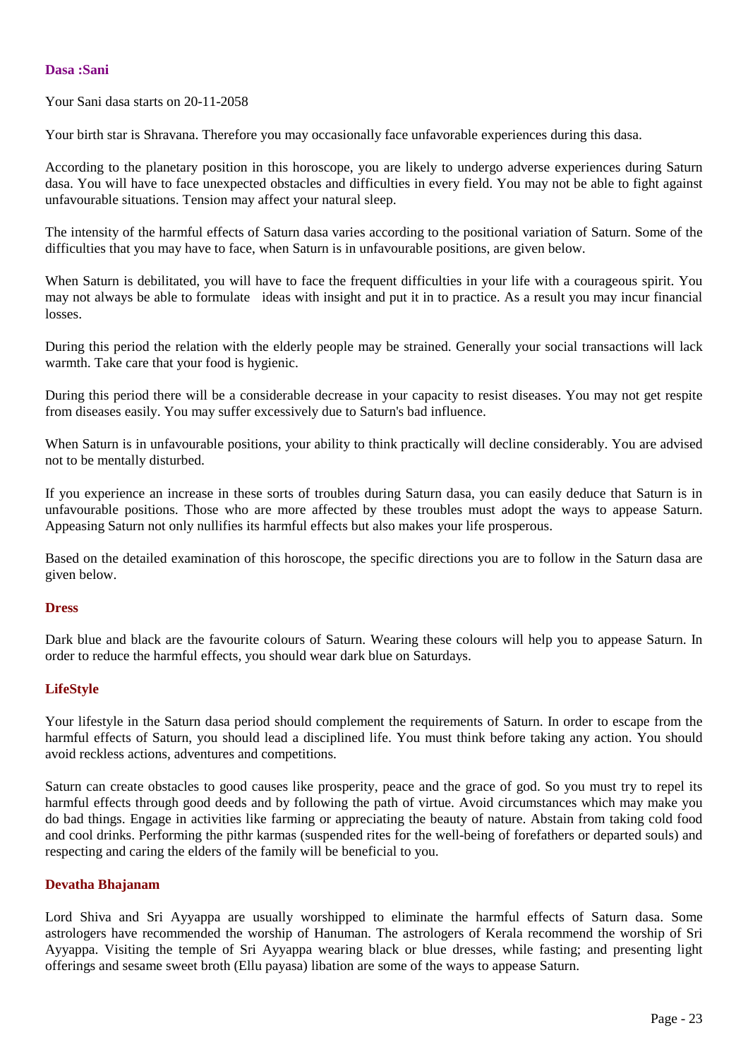### Dasa :Sani

Your Sani dasa starts on 20-11-2058

Your birth star is Shravana. Therefore you may occasionally face unfavorable experiences during this dasa.

According to the planetary position in this horoscope, you are likely to undergo adverse experiences during Saturn dasa. You will have to face unexpected obstacles and difficulties in every field. You may not be able to fight against unfavourable situations. Tension may affect your natural sleep.

The intensity of the harmful effects of Saturn dasa varies according to the positional variation of Saturn. Some of the difficulties that you may have to face, when Saturn is in unfavourable positions, are given below.

When Saturn is debilitated, you will have to face the frequent difficulties in your life with a courageous spirit. You may not always be able to formulate ideas with insight and put it in to practice. As a result you may incur financial losses.

During this period the relation with the elderly people may be strained. Generally your social transactions will lack warmth. Take care that your food is hygienic.

During this period there will be a considerable decrease in your capacity to resist diseases. You may not get respite from diseases easily. You may suffer excessively due to Saturn's bad influence.

When Saturn is in unfavourable positions, your ability to think practically will decline considerably. You are advised not to be mentally disturbed.

If you experience an increase in these sorts of troubles during Saturn dasa, you can easily deduce that Saturn is in unfavourable positions. Those who are more affected by these troubles must adopt the ways to appease Saturn. Appeasing Saturn not only nullifies its harmful effects but also makes your life prosperous.

Based on the detailed examination of this horoscope, the specific directions you are to follow in the Saturn dasa are given below.

#### Dress

Dark blue and black are the favourite colours of Saturn. Wearing these colours will help you to appease Saturn. In order to reduce the harmful effects, you should wear dark blue on Saturdays.

#### LifeStyle

Your lifestyle in the Saturn dasa period should complement the requirements of Saturn. In order to escape from the harmful effects of Saturn, you should lead a disciplined life. You must think before taking any action. You should avoid reckless actions, adventures and competitions.

Saturn can create obstacles to good causes like prosperity, peace and the grace of god. So you must try to repel its harmful effects through good deeds and by following the path of virtue. Avoid circumstances which may make you do bad things. Engage in activities like farming or appreciating the beauty of nature. Abstain from taking cold food and cool drinks. Performing the pithr karmas (suspended rites for the well-being of forefathers or departed souls) and respecting and caring the elders of the family will be beneficial to you.

#### Devatha Bhajanam

Lord Shiva and Sri Ayyappa are usually worshipped to eliminate the harmful effects of Saturn dasa. Some astrologers have recommended the worship of Hanuman. The astrologers of Kerala recommend the worship of Sri Ayyappa. Visiting the temple of Sri Ayyappa wearing black or blue dresses, while fasting; and presenting light offerings and sesame sweet broth (Ellu payasa) libation are some of the ways to appease Saturn.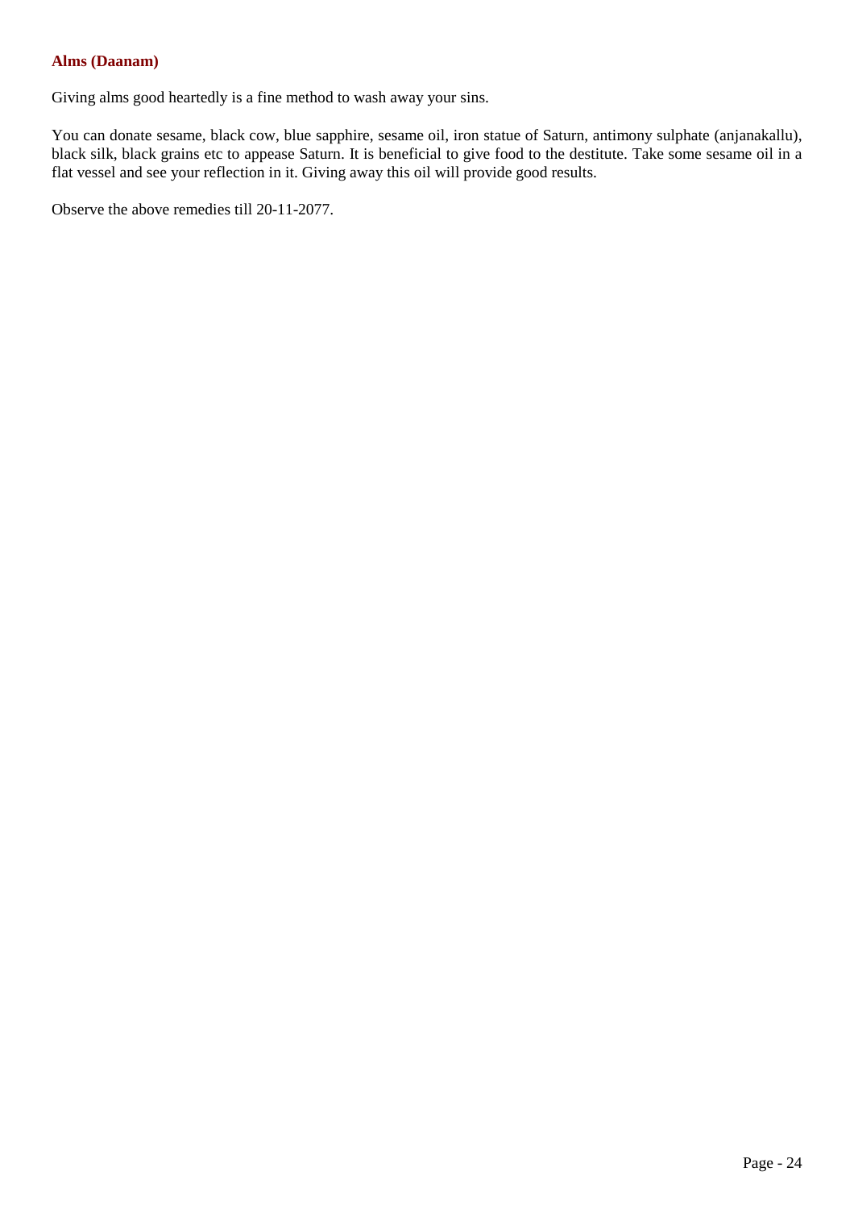### Alms (Daanam)

Giving alms good heartedly is a fine method to wash away your sins.

You can donate sesame, black cow, blue sapphire, sesame oil, iron statue of Saturn, antimony sulphate (anjanakallu), black silk, black grains etc to appease Saturn. It is beneficial to give food to the destitute. Take some sesame oil in a flat vessel and see your reflection in it. Giving away this oil will provide good results.

Observe the above remedies till 20-11-2077.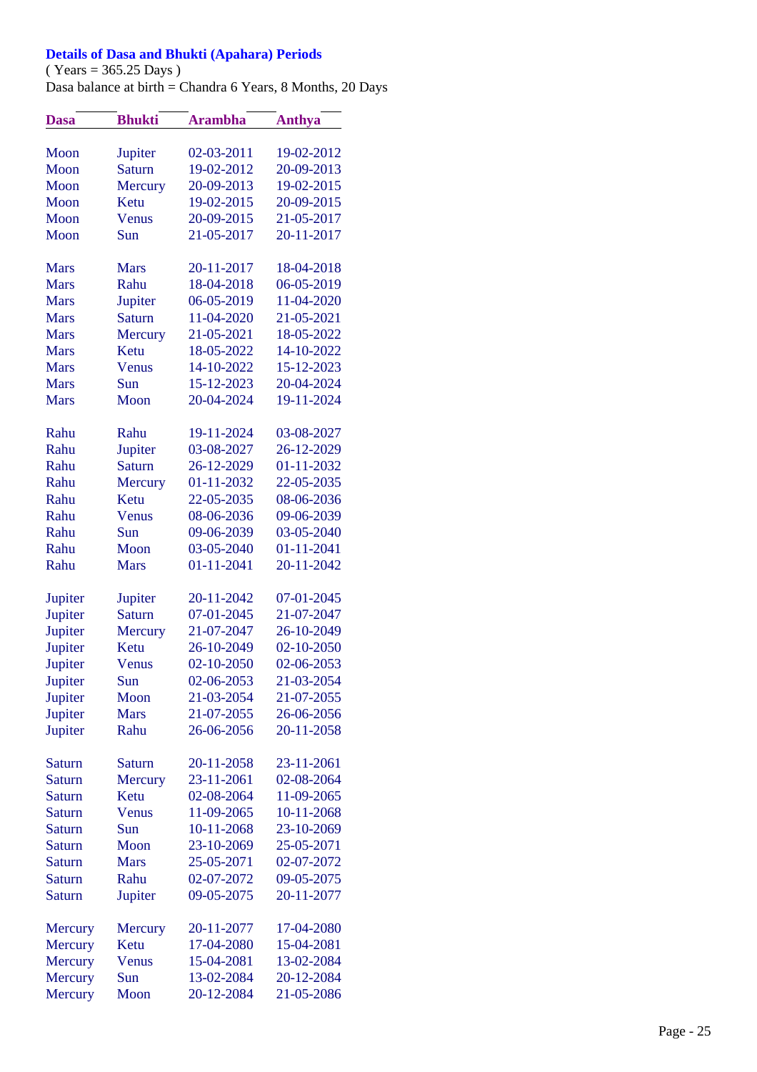**Details of Dasa and Bhukti (Apahara) Periods**

( Years = 365.25 Days )

Dasa balance at birth = Chandra 6 Years, 8 Months, 20 Days

| Dasa | Bhukti | Arambha | Anthya |
|---|---|---|---|
| Moon | Jupiter | 02-03-2011 | 19-02-2012 |
| Moon | Saturn | 19-02-2012 | 20-09-2013 |
| Moon | Mercury | 20-09-2013 | 19-02-2015 |
| Moon | Ketu | 19-02-2015 | 20-09-2015 |
| Moon | Venus | 20-09-2015 | 21-05-2017 |
| Moon | Sun | 21-05-2017 | 20-11-2017 |
| Mars | Mars | 20-11-2017 | 18-04-2018 |
| Mars | Rahu | 18-04-2018 | 06-05-2019 |
| Mars | Jupiter | 06-05-2019 | 11-04-2020 |
| Mars | Saturn | 11-04-2020 | 21-05-2021 |
| Mars | Mercury | 21-05-2021 | 18-05-2022 |
| Mars | Ketu | 18-05-2022 | 14-10-2022 |
| Mars | Venus | 14-10-2022 | 15-12-2023 |
| Mars | Sun | 15-12-2023 | 20-04-2024 |
| Mars | Moon | 20-04-2024 | 19-11-2024 |
| Rahu | Rahu | 19-11-2024 | 03-08-2027 |
| Rahu | Jupiter | 03-08-2027 | 26-12-2029 |
| Rahu | Saturn | 26-12-2029 | 01-11-2032 |
| Rahu | Mercury | 01-11-2032 | 22-05-2035 |
| Rahu | Ketu | 22-05-2035 | 08-06-2036 |
| Rahu | Venus | 08-06-2036 | 09-06-2039 |
| Rahu | Sun | 09-06-2039 | 03-05-2040 |
| Rahu | Moon | 03-05-2040 | 01-11-2041 |
| Rahu | Mars | 01-11-2041 | 20-11-2042 |
| Jupiter | Jupiter | 20-11-2042 | 07-01-2045 |
| Jupiter | Saturn | 07-01-2045 | 21-07-2047 |
| Jupiter | Mercury | 21-07-2047 | 26-10-2049 |
| Jupiter | Ketu | 26-10-2049 | 02-10-2050 |
| Jupiter | Venus | 02-10-2050 | 02-06-2053 |
| Jupiter | Sun | 02-06-2053 | 21-03-2054 |
| Jupiter | Moon | 21-03-2054 | 21-07-2055 |
| Jupiter | Mars | 21-07-2055 | 26-06-2056 |
| Jupiter | Rahu | 26-06-2056 | 20-11-2058 |
| Saturn | Saturn | 20-11-2058 | 23-11-2061 |
| Saturn | Mercury | 23-11-2061 | 02-08-2064 |
| Saturn | Ketu | 02-08-2064 | 11-09-2065 |
| Saturn | Venus | 11-09-2065 | 10-11-2068 |
| Saturn | Sun | 10-11-2068 | 23-10-2069 |
| Saturn | Moon | 23-10-2069 | 25-05-2071 |
| Saturn | Mars | 25-05-2071 | 02-07-2072 |
| Saturn | Rahu | 02-07-2072 | 09-05-2075 |
| Saturn | Jupiter | 09-05-2075 | 20-11-2077 |
| Mercury | Mercury | 20-11-2077 | 17-04-2080 |
| Mercury | Ketu | 17-04-2080 | 15-04-2081 |
| Mercury | Venus | 15-04-2081 | 13-02-2084 |
| Mercury | Sun | 13-02-2084 | 20-12-2084 |
| Mercury | Moon | 20-12-2084 | 21-05-2086 |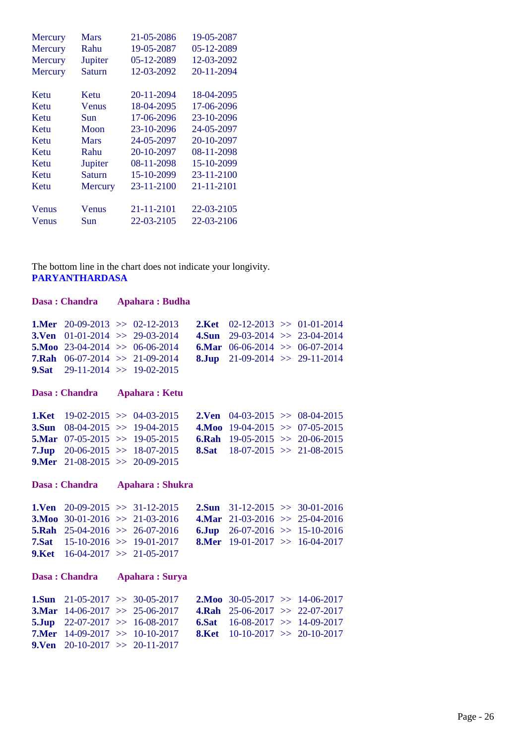| | | | |
|---|---|---|---|
| Mercury | Mars | 21-05-2086 | 19-05-2087 |
| Mercury | Rahu | 19-05-2087 | 05-12-2089 |
| Mercury | Jupiter | 05-12-2089 | 12-03-2092 |
| Mercury | Saturn | 12-03-2092 | 20-11-2094 |
| | | | |
| Ketu | Ketu | 20-11-2094 | 18-04-2095 |
| Ketu | Venus | 18-04-2095 | 17-06-2096 |
| Ketu | Sun | 17-06-2096 | 23-10-2096 |
| Ketu | Moon | 23-10-2096 | 24-05-2097 |
| Ketu | Mars | 24-05-2097 | 20-10-2097 |
| Ketu | Rahu | 20-10-2097 | 08-11-2098 |
| Ketu | Jupiter | 08-11-2098 | 15-10-2099 |
| Ketu | Saturn | 15-10-2099 | 23-11-2100 |
| Ketu | Mercury | 23-11-2100 | 21-11-2101 |
| | | | |
| Venus | Venus | 21-11-2101 | 22-03-2105 |
| Venus | Sun | 22-03-2105 | 22-03-2106 |

The bottom line in the chart does not indicate your longivity.

**PARYANTHARDASA**

**Dasa : Chandra    Apahara : Budha**

| | | | | | | | |
|---|---|---|---|---|---|---|---|
| **1.Mer** | 20-09-2013 >> 02-12-2013 | **2.Ket** | 02-12-2013 >> 01-01-2014 |
| **3.Ven** | 01-01-2014 >> 29-03-2014 | **4.Sun** | 29-03-2014 >> 23-04-2014 |
| **5.Moo** | 23-04-2014 >> 06-06-2014 | **6.Mar** | 06-06-2014 >> 06-07-2014 |
| **7.Rah** | 06-07-2014 >> 21-09-2014 | **8.Jup** | 21-09-2014 >> 29-11-2014 |
| **9.Sat** | 29-11-2014 >> 19-02-2015 | | |

**Dasa : Chandra    Apahara : Ketu**

| | | | |
|---|---|---|---|
| **1.Ket** | 19-02-2015 >> 04-03-2015 | **2.Ven** | 04-03-2015 >> 08-04-2015 |
| **3.Sun** | 08-04-2015 >> 19-04-2015 | **4.Moo** | 19-04-2015 >> 07-05-2015 |
| **5.Mar** | 07-05-2015 >> 19-05-2015 | **6.Rah** | 19-05-2015 >> 20-06-2015 |
| **7.Jup** | 20-06-2015 >> 18-07-2015 | **8.Sat** | 18-07-2015 >> 21-08-2015 |
| **9.Mer** | 21-08-2015 >> 20-09-2015 | | |

**Dasa : Chandra    Apahara : Shukra**

| | | | |
|---|---|---|---|
| **1.Ven** | 20-09-2015 >> 31-12-2015 | **2.Sun** | 31-12-2015 >> 30-01-2016 |
| **3.Moo** | 30-01-2016 >> 21-03-2016 | **4.Mar** | 21-03-2016 >> 25-04-2016 |
| **5.Rah** | 25-04-2016 >> 26-07-2016 | **6.Jup** | 26-07-2016 >> 15-10-2016 |
| **7.Sat** | 15-10-2016 >> 19-01-2017 | **8.Mer** | 19-01-2017 >> 16-04-2017 |
| **9.Ket** | 16-04-2017 >> 21-05-2017 | | |

**Dasa : Chandra    Apahara : Surya**

| | | | |
|---|---|---|---|
| **1.Sun** | 21-05-2017 >> 30-05-2017 | **2.Moo** | 30-05-2017 >> 14-06-2017 |
| **3.Mar** | 14-06-2017 >> 25-06-2017 | **4.Rah** | 25-06-2017 >> 22-07-2017 |
| **5.Jup** | 22-07-2017 >> 16-08-2017 | **6.Sat** | 16-08-2017 >> 14-09-2017 |
| **7.Mer** | 14-09-2017 >> 10-10-2017 | **8.Ket** | 10-10-2017 >> 20-10-2017 |
| **9.Ven** | 20-10-2017 >> 20-11-2017 | | |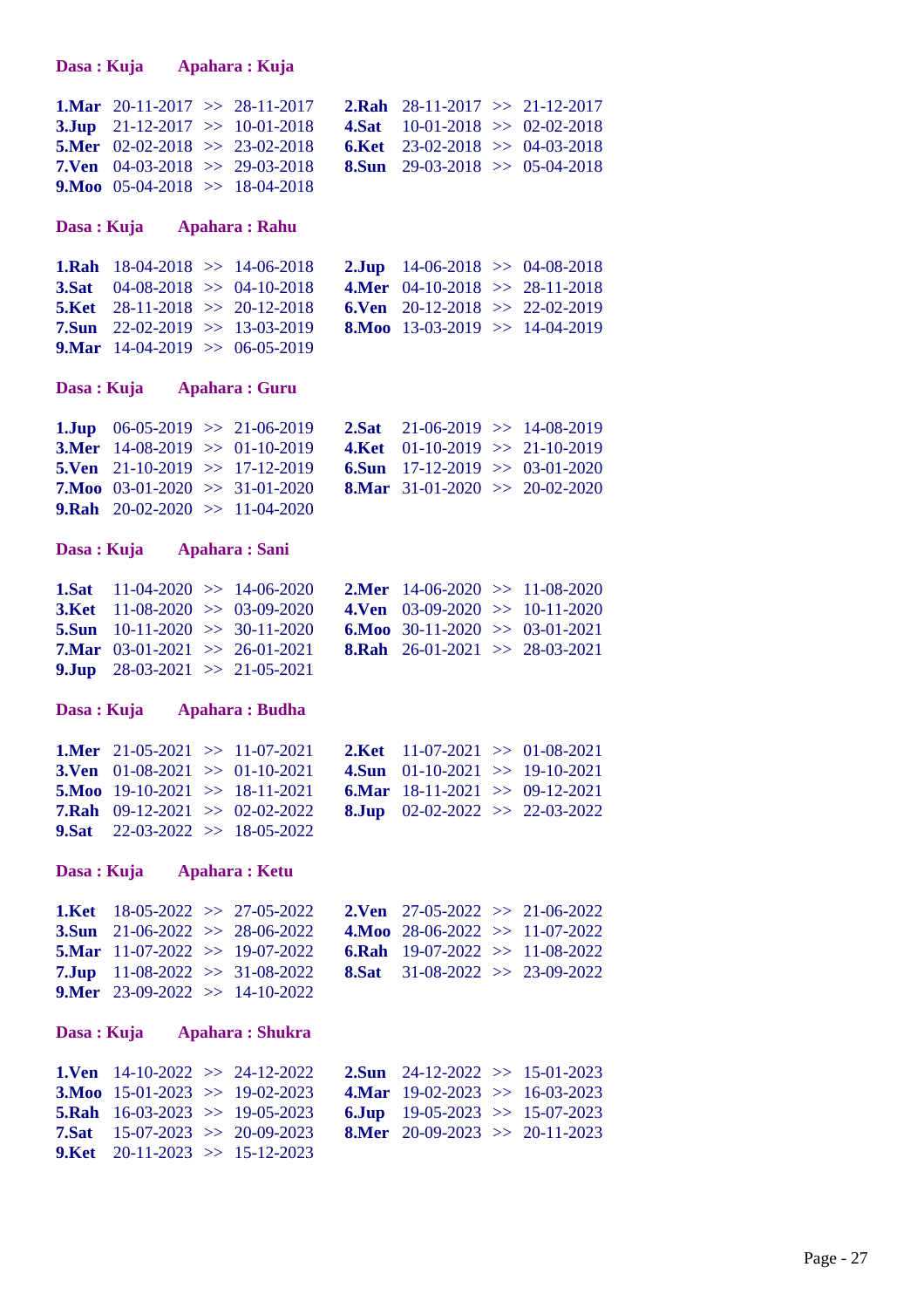**Dasa : Kuja Apahara : Kuja**

**1.Mar** 20-11-2017 >> 28-11-2017 **2.Rah** 28-11-2017 >> 21-12-2017
**3.Jup** 21-12-2017 >> 10-01-2018 **4.Sat** 10-01-2018 >> 02-02-2018
**5.Mer** 02-02-2018 >> 23-02-2018 **6.Ket** 23-02-2018 >> 04-03-2018
**7.Ven** 04-03-2018 >> 29-03-2018 **8.Sun** 29-03-2018 >> 05-04-2018
**9.Moo** 05-04-2018 >> 18-04-2018

**Dasa : Kuja Apahara : Rahu**

**1.Rah** 18-04-2018 >> 14-06-2018 **2.Jup** 14-06-2018 >> 04-08-2018
**3.Sat** 04-08-2018 >> 04-10-2018 **4.Mer** 04-10-2018 >> 28-11-2018
**5.Ket** 28-11-2018 >> 20-12-2018 **6.Ven** 20-12-2018 >> 22-02-2019
**7.Sun** 22-02-2019 >> 13-03-2019 **8.Moo** 13-03-2019 >> 14-04-2019
**9.Mar** 14-04-2019 >> 06-05-2019

**Dasa : Kuja Apahara : Guru**

**1.Jup** 06-05-2019 >> 21-06-2019 **2.Sat** 21-06-2019 >> 14-08-2019
**3.Mer** 14-08-2019 >> 01-10-2019 **4.Ket** 01-10-2019 >> 21-10-2019
**5.Ven** 21-10-2019 >> 17-12-2019 **6.Sun** 17-12-2019 >> 03-01-2020
**7.Moo** 03-01-2020 >> 31-01-2020 **8.Mar** 31-01-2020 >> 20-02-2020
**9.Rah** 20-02-2020 >> 11-04-2020

**Dasa : Kuja Apahara : Sani**

**1.Sat** 11-04-2020 >> 14-06-2020 **2.Mer** 14-06-2020 >> 11-08-2020
**3.Ket** 11-08-2020 >> 03-09-2020 **4.Ven** 03-09-2020 >> 10-11-2020
**5.Sun** 10-11-2020 >> 30-11-2020 **6.Moo** 30-11-2020 >> 03-01-2021
**7.Mar** 03-01-2021 >> 26-01-2021 **8.Rah** 26-01-2021 >> 28-03-2021
**9.Jup** 28-03-2021 >> 21-05-2021

**Dasa : Kuja Apahara : Budha**

**1.Mer** 21-05-2021 >> 11-07-2021 **2.Ket** 11-07-2021 >> 01-08-2021
**3.Ven** 01-08-2021 >> 01-10-2021 **4.Sun** 01-10-2021 >> 19-10-2021
**5.Moo** 19-10-2021 >> 18-11-2021 **6.Mar** 18-11-2021 >> 09-12-2021
**7.Rah** 09-12-2021 >> 02-02-2022 **8.Jup** 02-02-2022 >> 22-03-2022
**9.Sat** 22-03-2022 >> 18-05-2022

**Dasa : Kuja Apahara : Ketu**

**1.Ket** 18-05-2022 >> 27-05-2022 **2.Ven** 27-05-2022 >> 21-06-2022
**3.Sun** 21-06-2022 >> 28-06-2022 **4.Moo** 28-06-2022 >> 11-07-2022
**5.Mar** 11-07-2022 >> 19-07-2022 **6.Rah** 19-07-2022 >> 11-08-2022
**7.Jup** 11-08-2022 >> 31-08-2022 **8.Sat** 31-08-2022 >> 23-09-2022
**9.Mer** 23-09-2022 >> 14-10-2022

**Dasa : Kuja Apahara : Shukra**

**1.Ven** 14-10-2022 >> 24-12-2022 **2.Sun** 24-12-2022 >> 15-01-2023
**3.Moo** 15-01-2023 >> 19-02-2023 **4.Mar** 19-02-2023 >> 16-03-2023
**5.Rah** 16-03-2023 >> 19-05-2023 **6.Jup** 19-05-2023 >> 15-07-2023
**7.Sat** 15-07-2023 >> 20-09-2023 **8.Mer** 20-09-2023 >> 20-11-2023
**9.Ket** 20-11-2023 >> 15-12-2023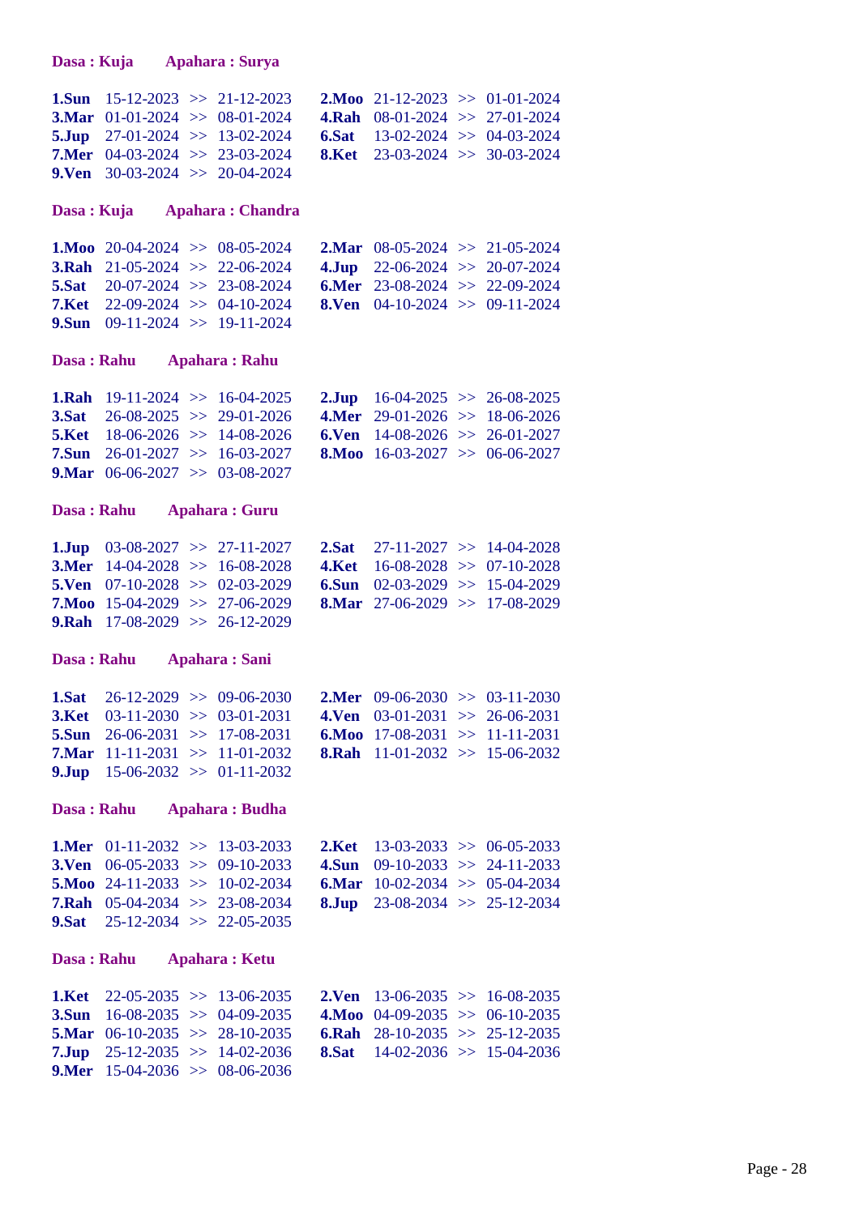**Dasa : Kuja Apahara : Surya**

**1.Sun** 15-12-2023 >> 21-12-2023 **2.Moo** 21-12-2023 >> 01-01-2024
**3.Mar** 01-01-2024 >> 08-01-2024 **4.Rah** 08-01-2024 >> 27-01-2024
**5.Jup** 27-01-2024 >> 13-02-2024 **6.Sat** 13-02-2024 >> 04-03-2024
**7.Mer** 04-03-2024 >> 23-03-2024 **8.Ket** 23-03-2024 >> 30-03-2024
**9.Ven** 30-03-2024 >> 20-04-2024

**Dasa : Kuja Apahara : Chandra**

**1.Moo** 20-04-2024 >> 08-05-2024 **2.Mar** 08-05-2024 >> 21-05-2024
**3.Rah** 21-05-2024 >> 22-06-2024 **4.Jup** 22-06-2024 >> 20-07-2024
**5.Sat** 20-07-2024 >> 23-08-2024 **6.Mer** 23-08-2024 >> 22-09-2024
**7.Ket** 22-09-2024 >> 04-10-2024 **8.Ven** 04-10-2024 >> 09-11-2024
**9.Sun** 09-11-2024 >> 19-11-2024

**Dasa : Rahu Apahara : Rahu**

**1.Rah** 19-11-2024 >> 16-04-2025 **2.Jup** 16-04-2025 >> 26-08-2025
**3.Sat** 26-08-2025 >> 29-01-2026 **4.Mer** 29-01-2026 >> 18-06-2026
**5.Ket** 18-06-2026 >> 14-08-2026 **6.Ven** 14-08-2026 >> 26-01-2027
**7.Sun** 26-01-2027 >> 16-03-2027 **8.Moo** 16-03-2027 >> 06-06-2027
**9.Mar** 06-06-2027 >> 03-08-2027

**Dasa : Rahu Apahara : Guru**

**1.Jup** 03-08-2027 >> 27-11-2027 **2.Sat** 27-11-2027 >> 14-04-2028
**3.Mer** 14-04-2028 >> 16-08-2028 **4.Ket** 16-08-2028 >> 07-10-2028
**5.Ven** 07-10-2028 >> 02-03-2029 **6.Sun** 02-03-2029 >> 15-04-2029
**7.Moo** 15-04-2029 >> 27-06-2029 **8.Mar** 27-06-2029 >> 17-08-2029
**9.Rah** 17-08-2029 >> 26-12-2029

**Dasa : Rahu Apahara : Sani**

**1.Sat** 26-12-2029 >> 09-06-2030 **2.Mer** 09-06-2030 >> 03-11-2030
**3.Ket** 03-11-2030 >> 03-01-2031 **4.Ven** 03-01-2031 >> 26-06-2031
**5.Sun** 26-06-2031 >> 17-08-2031 **6.Moo** 17-08-2031 >> 11-11-2031
**7.Mar** 11-11-2031 >> 11-01-2032 **8.Rah** 11-01-2032 >> 15-06-2032
**9.Jup** 15-06-2032 >> 01-11-2032

**Dasa : Rahu Apahara : Budha**

**1.Mer** 01-11-2032 >> 13-03-2033 **2.Ket** 13-03-2033 >> 06-05-2033
**3.Ven** 06-05-2033 >> 09-10-2033 **4.Sun** 09-10-2033 >> 24-11-2033
**5.Moo** 24-11-2033 >> 10-02-2034 **6.Mar** 10-02-2034 >> 05-04-2034
**7.Rah** 05-04-2034 >> 23-08-2034 **8.Jup** 23-08-2034 >> 25-12-2034
**9.Sat** 25-12-2034 >> 22-05-2035

**Dasa : Rahu Apahara : Ketu**

**1.Ket** 22-05-2035 >> 13-06-2035 **2.Ven** 13-06-2035 >> 16-08-2035
**3.Sun** 16-08-2035 >> 04-09-2035 **4.Moo** 04-09-2035 >> 06-10-2035
**5.Mar** 06-10-2035 >> 28-10-2035 **6.Rah** 28-10-2035 >> 25-12-2035
**7.Jup** 25-12-2035 >> 14-02-2036 **8.Sat** 14-02-2036 >> 15-04-2036
**9.Mer** 15-04-2036 >> 08-06-2036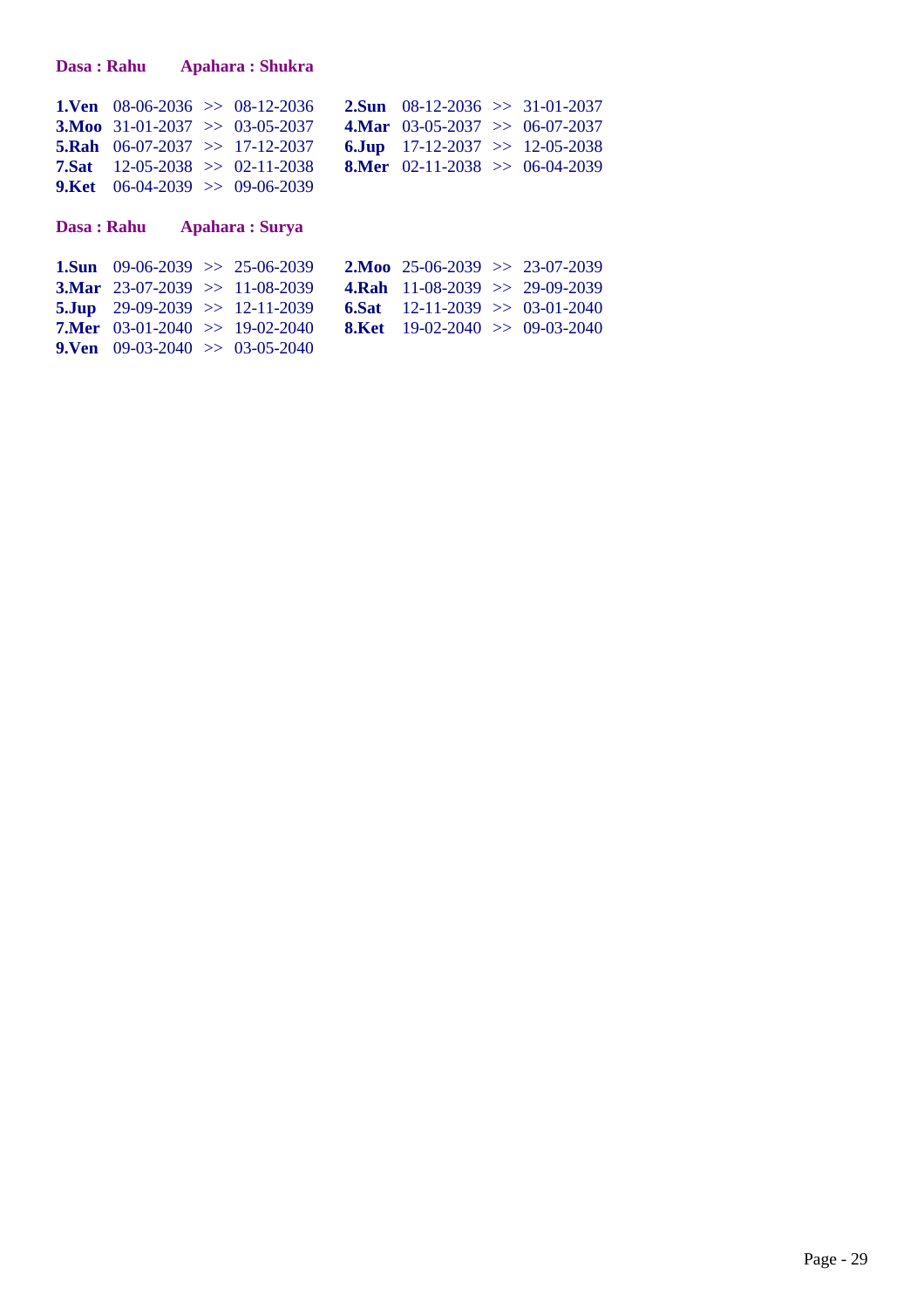**Dasa : Rahu Apahara : Shukra**

| | | | |
|---|---|---|---|
| **1.Ven** | 08-06-2036 >> 08-12-2036 | **2.Sun** | 08-12-2036 >> 31-01-2037 |
| **3.Moo** | 31-01-2037 >> 03-05-2037 | **4.Mar** | 03-05-2037 >> 06-07-2037 |
| **5.Rah** | 06-07-2037 >> 17-12-2037 | **6.Jup** | 17-12-2037 >> 12-05-2038 |
| **7.Sat** | 12-05-2038 >> 02-11-2038 | **8.Mer** | 02-11-2038 >> 06-04-2039 |
| **9.Ket** | 06-04-2039 >> 09-06-2039 | | |

**Dasa : Rahu Apahara : Surya**

| | | | |
|---|---|---|---|
| **1.Sun** | 09-06-2039 >> 25-06-2039 | **2.Moo** | 25-06-2039 >> 23-07-2039 |
| **3.Mar** | 23-07-2039 >> 11-08-2039 | **4.Rah** | 11-08-2039 >> 29-09-2039 |
| **5.Jup** | 29-09-2039 >> 12-11-2039 | **6.Sat** | 12-11-2039 >> 03-01-2040 |
| **7.Mer** | 03-01-2040 >> 19-02-2040 | **8.Ket** | 19-02-2040 >> 09-03-2040 |
| **9.Ven** | 09-03-2040 >> 03-05-2040 | | |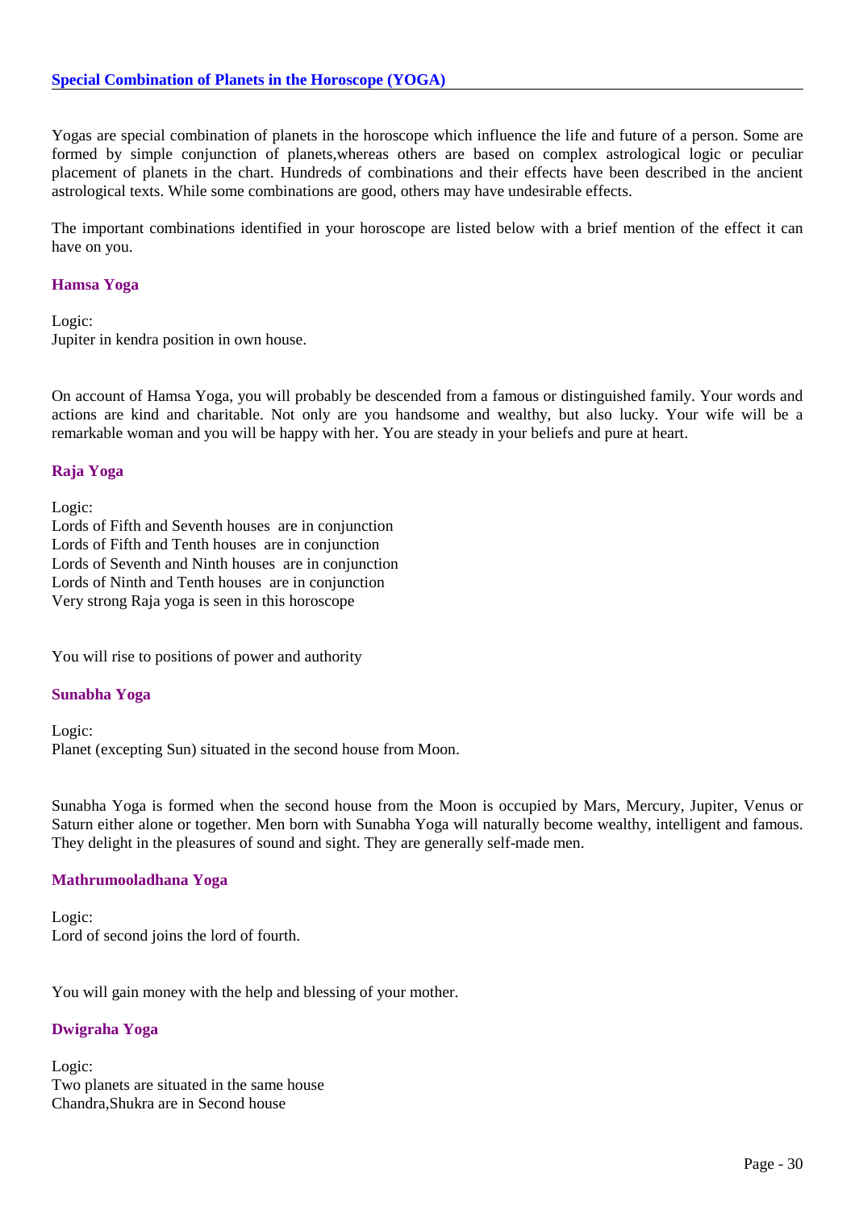## Special Combination of Planets in the Horoscope (YOGA)

Yogas are special combination of planets in the horoscope which influence the life and future of a person. Some are formed by simple conjunction of planets,whereas others are based on complex astrological logic or peculiar placement of planets in the chart. Hundreds of combinations and their effects have been described in the ancient astrological texts. While some combinations are good, others may have undesirable effects.

The important combinations identified in your horoscope are listed below with a brief mention of the effect it can have on you.

### Hamsa Yoga

Logic:
Jupiter in kendra position in own house.

On account of Hamsa Yoga, you will probably be descended from a famous or distinguished family. Your words and actions are kind and charitable. Not only are you handsome and wealthy, but also lucky. Your wife will be a remarkable woman and you will be happy with her. You are steady in your beliefs and pure at heart.

### Raja Yoga

Logic:
Lords of Fifth and Seventh houses are in conjunction
Lords of Fifth and Tenth houses are in conjunction
Lords of Seventh and Ninth houses are in conjunction
Lords of Ninth and Tenth houses are in conjunction
Very strong Raja yoga is seen in this horoscope

You will rise to positions of power and authority

### Sunabha Yoga

Logic:
Planet (excepting Sun) situated in the second house from Moon.

Sunabha Yoga is formed when the second house from the Moon is occupied by Mars, Mercury, Jupiter, Venus or Saturn either alone or together. Men born with Sunabha Yoga will naturally become wealthy, intelligent and famous. They delight in the pleasures of sound and sight. They are generally self-made men.

### Mathrumooladhana Yoga

Logic:
Lord of second joins the lord of fourth.

You will gain money with the help and blessing of your mother.

### Dwigraha Yoga

Logic:
Two planets are situated in the same house
Chandra,Shukra are in Second house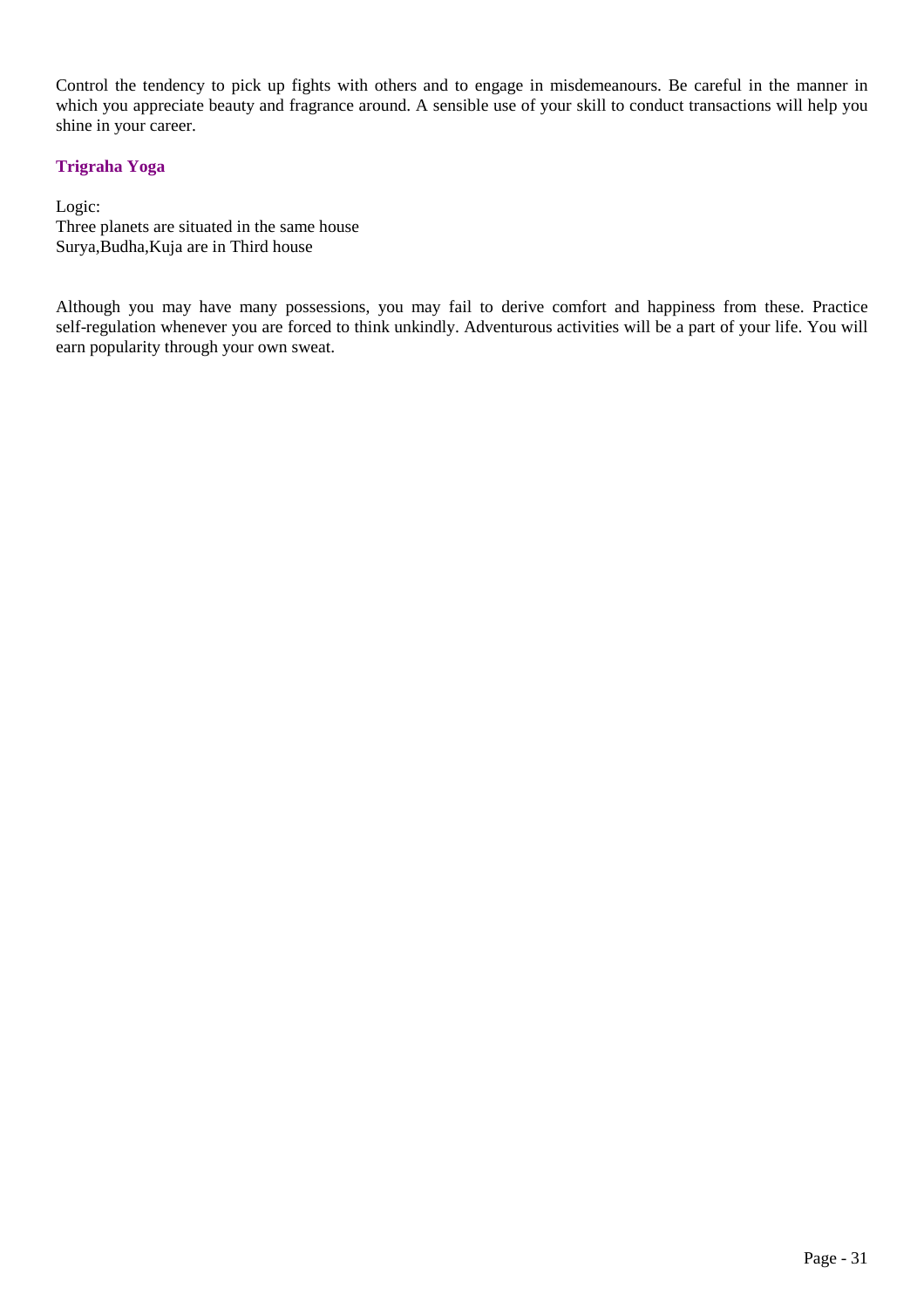Control the tendency to pick up fights with others and to engage in misdemeanours. Be careful in the manner in which you appreciate beauty and fragrance around. A sensible use of your skill to conduct transactions will help you shine in your career.

### Trigraha Yoga

Logic:
Three planets are situated in the same house
Surya,Budha,Kuja are in Third house

Although you may have many possessions, you may fail to derive comfort and happiness from these. Practice self-regulation whenever you are forced to think unkindly. Adventurous activities will be a part of your life. You will earn popularity through your own sweat.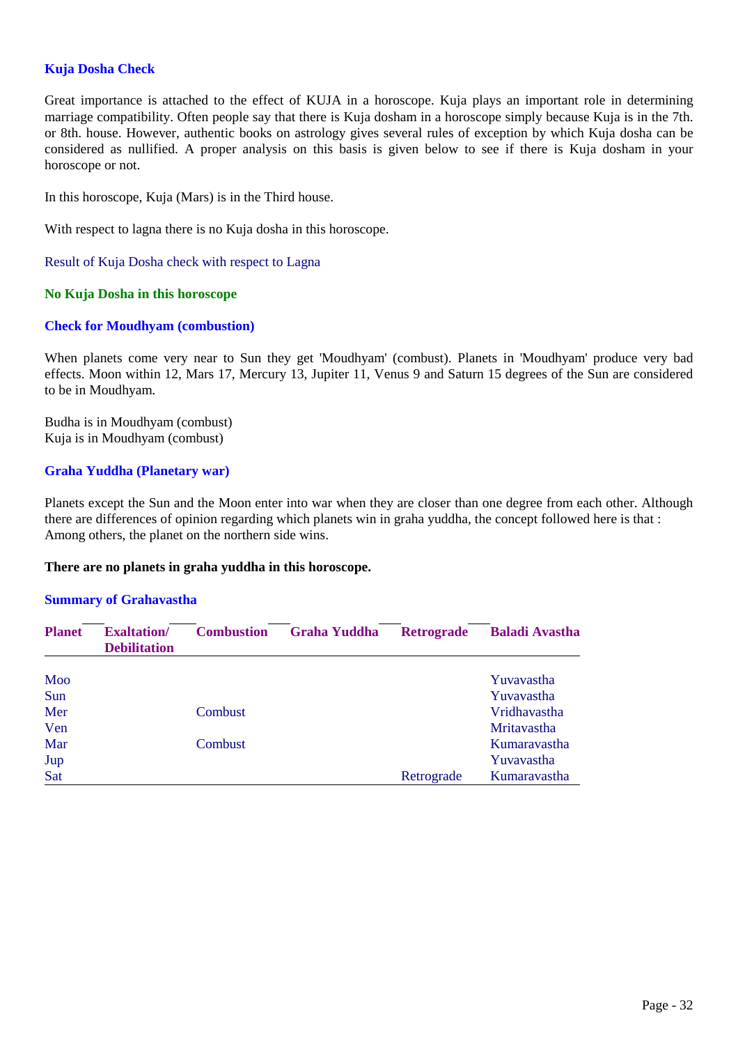### Kuja Dosha Check

Great importance is attached to the effect of KUJA in a horoscope. Kuja plays an important role in determining marriage compatibility. Often people say that there is Kuja dosham in a horoscope simply because Kuja is in the 7th. or 8th. house. However, authentic books on astrology gives several rules of exception by which Kuja dosha can be considered as nullified. A proper analysis on this basis is given below to see if there is Kuja dosham in your horoscope or not.

In this horoscope, Kuja (Mars) is in the Third house.

With respect to lagna there is no Kuja dosha in this horoscope.

Result of Kuja Dosha check with respect to Lagna

**No Kuja Dosha in this horoscope**

### Check for Moudhyam (combustion)

When planets come very near to Sun they get 'Moudhyam' (combust). Planets in 'Moudhyam' produce very bad effects. Moon within 12, Mars 17, Mercury 13, Jupiter 11, Venus 9 and Saturn 15 degrees of the Sun are considered to be in Moudhyam.

Budha is in Moudhyam (combust)
Kuja is in Moudhyam (combust)

### Graha Yuddha (Planetary war)

Planets except the Sun and the Moon enter into war when they are closer than one degree from each other. Although there are differences of opinion regarding which planets win in graha yuddha, the concept followed here is that : Among others, the planet on the northern side wins.

**There are no planets in graha yuddha in this horoscope.**

### Summary of Grahavastha

| Planet | Exaltation/ Debilitation | Combustion | Graha Yuddha | Retrograde | Baladi Avastha |
|---|---|---|---|---|---|
| Moo | | | | | Yuvavastha |
| Sun | | | | | Yuvavastha |
| Mer | | Combust | | | Vridhavastha |
| Ven | | | | | Mritavastha |
| Mar | | Combust | | | Kumaravastha |
| Jup | | | | | Yuvavastha |
| Sat | | | | Retrograde | Kumaravastha |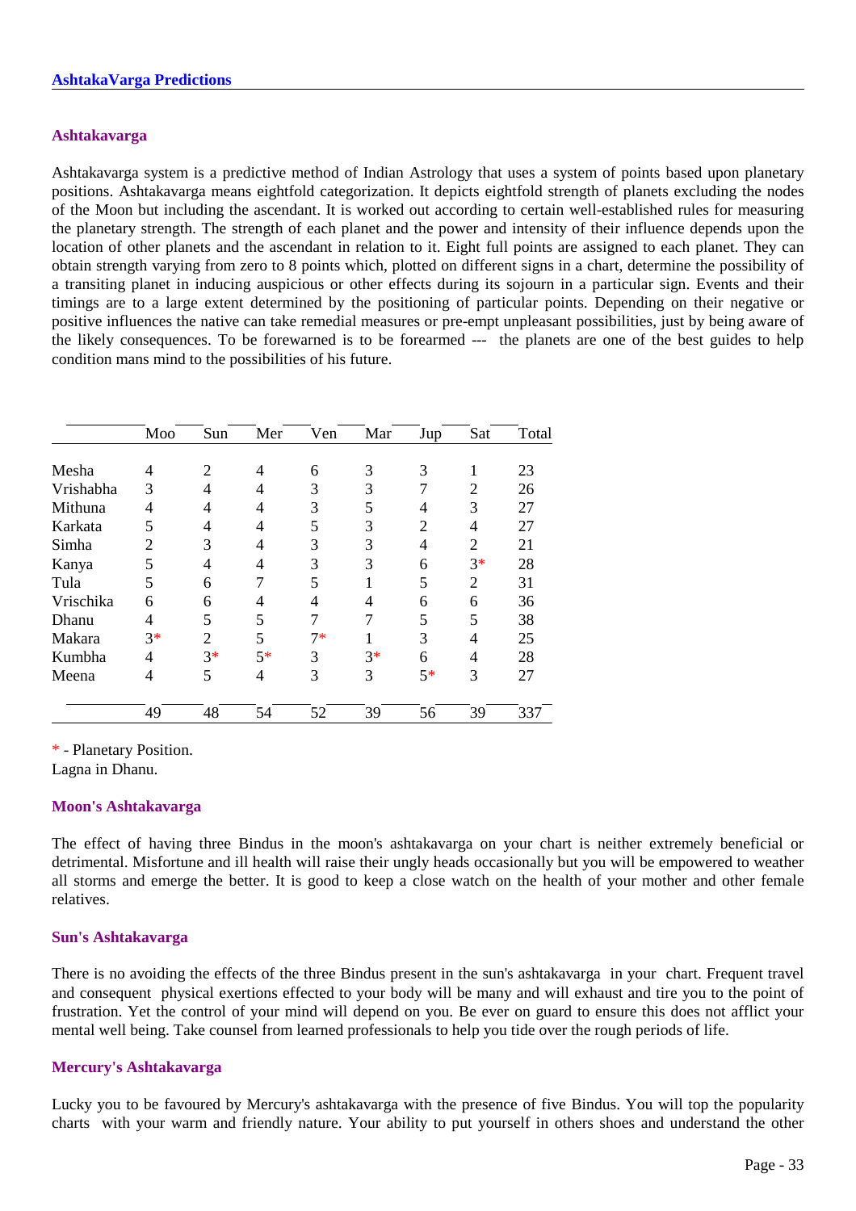### Ashtakavarga

Ashtakavarga system is a predictive method of Indian Astrology that uses a system of points based upon planetary positions. Ashtakavarga means eightfold categorization. It depicts eightfold strength of planets excluding the nodes of the Moon but including the ascendant. It is worked out according to certain well-established rules for measuring the planetary strength. The strength of each planet and the power and intensity of their influence depends upon the location of other planets and the ascendant in relation to it. Eight full points are assigned to each planet. They can obtain strength varying from zero to 8 points which, plotted on different signs in a chart, determine the possibility of a transiting planet in inducing auspicious or other effects during its sojourn in a particular sign. Events and their timings are to a large extent determined by the positioning of particular points. Depending on their negative or positive influences the native can take remedial measures or pre-empt unpleasant possibilities, just by being aware of the likely consequences. To be forewarned is to be forearmed --- the planets are one of the best guides to help condition mans mind to the possibilities of his future.

| | Moo | Sun | Mer | Ven | Mar | Jup | Sat | Total |
|---|---|---|---|---|---|---|---|---|
| Mesha | 4 | 2 | 4 | 6 | 3 | 3 | 1 | 23 |
| Vrishabha | 3 | 4 | 4 | 3 | 3 | 7 | 2 | 26 |
| Mithuna | 4 | 4 | 4 | 3 | 5 | 4 | 3 | 27 |
| Karkata | 5 | 4 | 4 | 5 | 3 | 2 | 4 | 27 |
| Simha | 2 | 3 | 4 | 3 | 3 | 4 | 2 | 21 |
| Kanya | 5 | 4 | 4 | 3 | 3 | 6 | 3* | 28 |
| Tula | 5 | 6 | 7 | 5 | 1 | 5 | 2 | 31 |
| Vrischika | 6 | 6 | 4 | 4 | 4 | 6 | 6 | 36 |
| Dhanu | 4 | 5 | 5 | 7 | 7 | 5 | 5 | 38 |
| Makara | 3* | 2 | 5 | 7* | 1 | 3 | 4 | 25 |
| Kumbha | 4 | 3* | 5* | 3 | 3* | 6 | 4 | 28 |
| Meena | 4 | 5 | 4 | 3 | 3 | 5* | 3 | 27 |
| | 49 | 48 | 54 | 52 | 39 | 56 | 39 | 337 |

* - Planetary Position.
Lagna in Dhanu.

### Moon's Ashtakavarga

The effect of having three Bindus in the moon's ashtakavarga on your chart is neither extremely beneficial or detrimental. Misfortune and ill health will raise their ungly heads occasionally but you will be empowered to weather all storms and emerge the better. It is good to keep a close watch on the health of your mother and other female relatives.

### Sun's Ashtakavarga

There is no avoiding the effects of the three Bindus present in the sun's ashtakavarga in your chart. Frequent travel and consequent physical exertions effected to your body will be many and will exhaust and tire you to the point of frustration. Yet the control of your mind will depend on you. Be ever on guard to ensure this does not afflict your mental well being. Take counsel from learned professionals to help you tide over the rough periods of life.

### Mercury's Ashtakavarga

Lucky you to be favoured by Mercury's ashtakavarga with the presence of five Bindus. You will top the popularity charts with your warm and friendly nature. Your ability to put yourself in others shoes and understand the other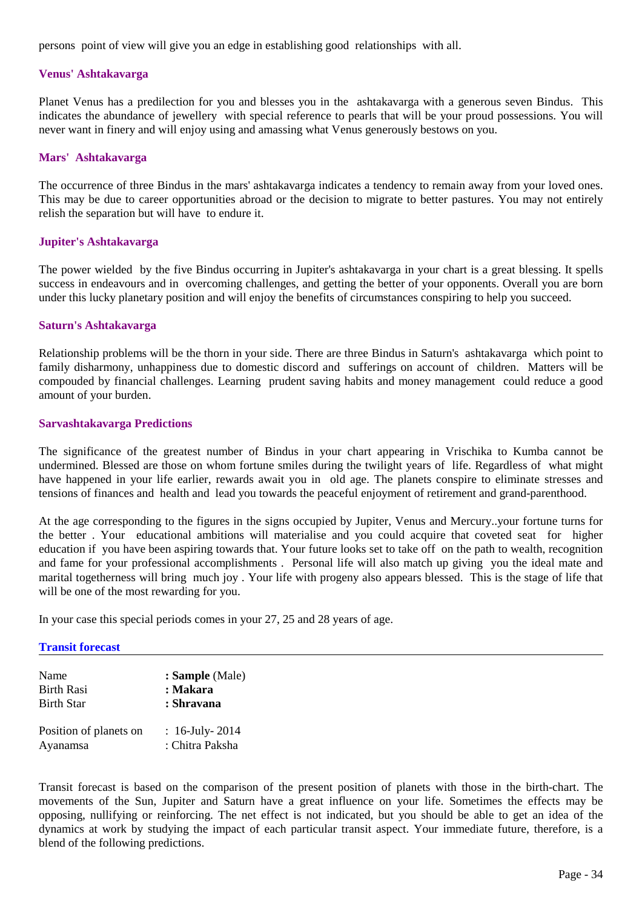persons point of view will give you an edge in establishing good relationships with all.

### Venus' Ashtakavarga

Planet Venus has a predilection for you and blesses you in the ashtakavarga with a generous seven Bindus. This indicates the abundance of jewellery with special reference to pearls that will be your proud possessions. You will never want in finery and will enjoy using and amassing what Venus generously bestows on you.

### Mars' Ashtakavarga

The occurrence of three Bindus in the mars' ashtakavarga indicates a tendency to remain away from your loved ones. This may be due to career opportunities abroad or the decision to migrate to better pastures. You may not entirely relish the separation but will have to endure it.

### Jupiter's Ashtakavarga

The power wielded by the five Bindus occurring in Jupiter's ashtakavarga in your chart is a great blessing. It spells success in endeavours and in overcoming challenges, and getting the better of your opponents. Overall you are born under this lucky planetary position and will enjoy the benefits of circumstances conspiring to help you succeed.

### Saturn's Ashtakavarga

Relationship problems will be the thorn in your side. There are three Bindus in Saturn's ashtakavarga which point to family disharmony, unhappiness due to domestic discord and sufferings on account of children. Matters will be compouded by financial challenges. Learning prudent saving habits and money management could reduce a good amount of your burden.

### Sarvashtakavarga Predictions

The significance of the greatest number of Bindus in your chart appearing in Vrischika to Kumba cannot be undermined. Blessed are those on whom fortune smiles during the twilight years of life. Regardless of what might have happened in your life earlier, rewards await you in old age. The planets conspire to eliminate stresses and tensions of finances and health and lead you towards the peaceful enjoyment of retirement and grand-parenthood.

At the age corresponding to the figures in the signs occupied by Jupiter, Venus and Mercury..your fortune turns for the better . Your educational ambitions will materialise and you could acquire that coveted seat for higher education if you have been aspiring towards that. Your future looks set to take off on the path to wealth, recognition and fame for your professional accomplishments . Personal life will also match up giving you the ideal mate and marital togetherness will bring much joy . Your life with progeny also appears blessed. This is the stage of life that will be one of the most rewarding for you.

In your case this special periods comes in your 27, 25 and 28 years of age.

## Transit forecast

| | |
|---|---|
| Name | : **Sample** (Male) |
| Birth Rasi | : **Makara** |
| Birth Star | : **Shravana** |
| Position of planets on | : 16-July- 2014 |
| Ayanamsa | : Chitra Paksha |

Transit forecast is based on the comparison of the present position of planets with those in the birth-chart. The movements of the Sun, Jupiter and Saturn have a great influence on your life. Sometimes the effects may be opposing, nullifying or reinforcing. The net effect is not indicated, but you should be able to get an idea of the dynamics at work by studying the impact of each particular transit aspect. Your immediate future, therefore, is a blend of the following predictions.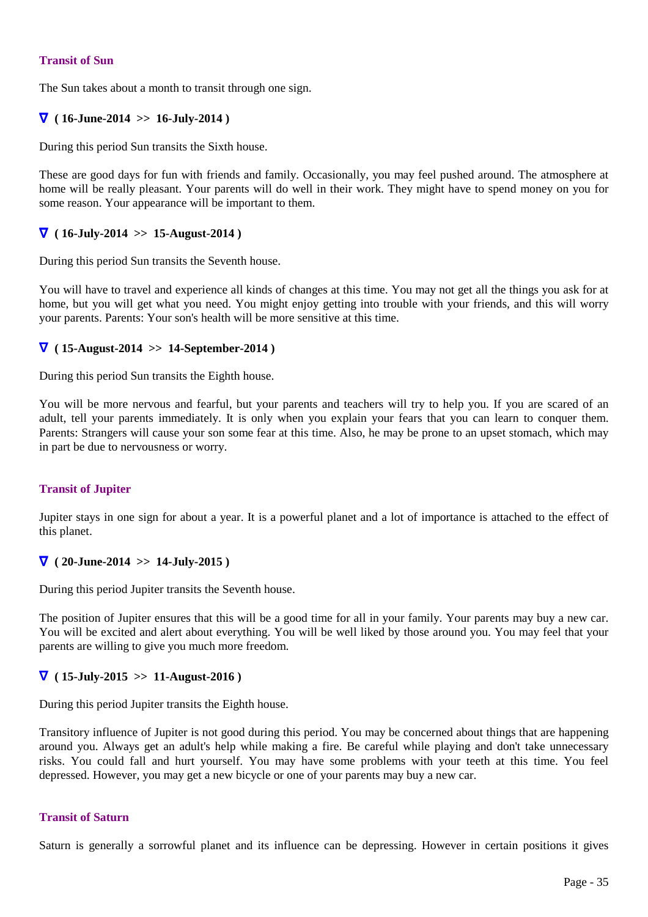### Transit of Sun

The Sun takes about a month to transit through one sign.

**∇ ( 16-June-2014 >> 16-July-2014 )**

During this period Sun transits the Sixth house.

These are good days for fun with friends and family. Occasionally, you may feel pushed around. The atmosphere at home will be really pleasant. Your parents will do well in their work. They might have to spend money on you for some reason. Your appearance will be important to them.

**∇ ( 16-July-2014 >> 15-August-2014 )**

During this period Sun transits the Seventh house.

You will have to travel and experience all kinds of changes at this time. You may not get all the things you ask for at home, but you will get what you need. You might enjoy getting into trouble with your friends, and this will worry your parents. Parents: Your son's health will be more sensitive at this time.

**∇ ( 15-August-2014 >> 14-September-2014 )**

During this period Sun transits the Eighth house.

You will be more nervous and fearful, but your parents and teachers will try to help you. If you are scared of an adult, tell your parents immediately. It is only when you explain your fears that you can learn to conquer them. Parents: Strangers will cause your son some fear at this time. Also, he may be prone to an upset stomach, which may in part be due to nervousness or worry.

### Transit of Jupiter

Jupiter stays in one sign for about a year. It is a powerful planet and a lot of importance is attached to the effect of this planet.

**∇ ( 20-June-2014 >> 14-July-2015 )**

During this period Jupiter transits the Seventh house.

The position of Jupiter ensures that this will be a good time for all in your family. Your parents may buy a new car. You will be excited and alert about everything. You will be well liked by those around you. You may feel that your parents are willing to give you much more freedom.

**∇ ( 15-July-2015 >> 11-August-2016 )**

During this period Jupiter transits the Eighth house.

Transitory influence of Jupiter is not good during this period. You may be concerned about things that are happening around you. Always get an adult's help while making a fire. Be careful while playing and don't take unnecessary risks. You could fall and hurt yourself. You may have some problems with your teeth at this time. You feel depressed. However, you may get a new bicycle or one of your parents may buy a new car.

### Transit of Saturn

Saturn is generally a sorrowful planet and its influence can be depressing. However in certain positions it gives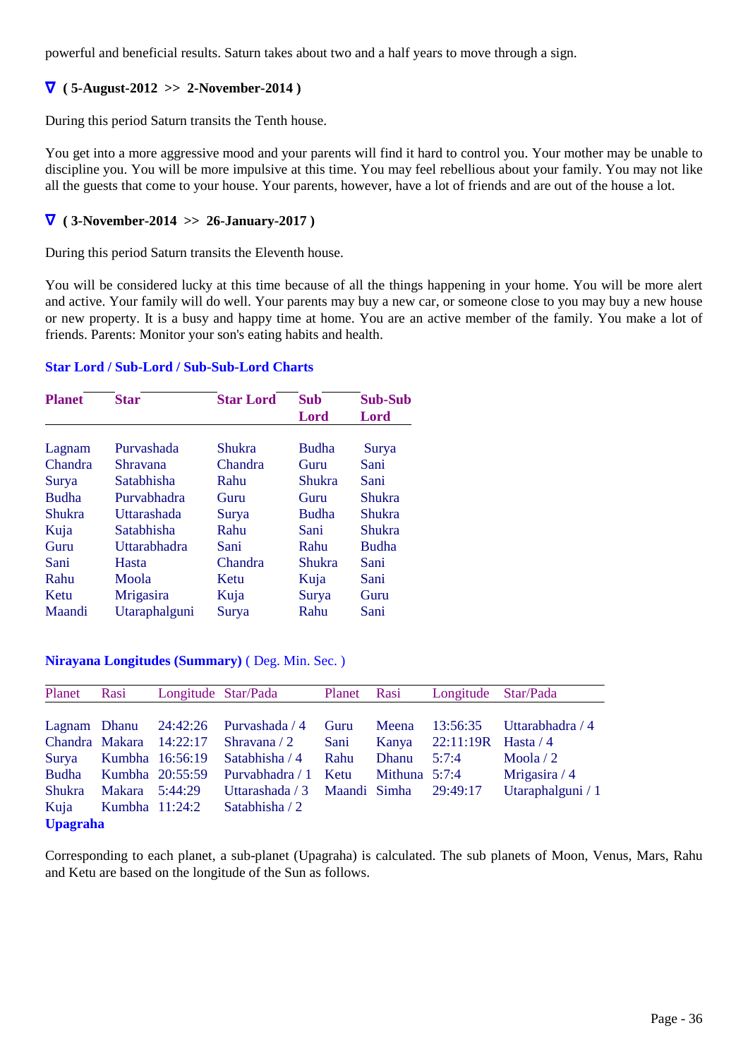powerful and beneficial results. Saturn takes about two and a half years to move through a sign.

### ∇ ( 5-August-2012 >> 2-November-2014 )

During this period Saturn transits the Tenth house.

You get into a more aggressive mood and your parents will find it hard to control you. Your mother may be unable to discipline you. You will be more impulsive at this time. You may feel rebellious about your family. You may not like all the guests that come to your house. Your parents, however, have a lot of friends and are out of the house a lot.

### ∇ ( 3-November-2014 >> 26-January-2017 )

During this period Saturn transits the Eleventh house.

You will be considered lucky at this time because of all the things happening in your home. You will be more alert and active. Your family will do well. Your parents may buy a new car, or someone close to you may buy a new house or new property. It is a busy and happy time at home. You are an active member of the family. You make a lot of friends. Parents: Monitor your son's eating habits and health.

## Star Lord / Sub-Lord / Sub-Sub-Lord Charts

| Planet | Star | Star Lord | Sub Lord | Sub-Sub Lord |
|---|---|---|---|---|
| Lagnam | Purvashada | Shukra | Budha | Surya |
| Chandra | Shravana | Chandra | Guru | Sani |
| Surya | Satabhisha | Rahu | Shukra | Sani |
| Budha | Purvabhadra | Guru | Guru | Shukra |
| Shukra | Uttarashada | Surya | Budha | Shukra |
| Kuja | Satabhisha | Rahu | Sani | Shukra |
| Guru | Uttarabhadra | Sani | Rahu | Budha |
| Sani | Hasta | Chandra | Shukra | Sani |
| Rahu | Moola | Ketu | Kuja | Sani |
| Ketu | Mrigasira | Kuja | Surya | Guru |
| Maandi | Utaraphalguni | Surya | Rahu | Sani |

## Nirayana Longitudes (Summary) ( Deg. Min. Sec. )

| Planet | Rasi | Longitude | Star/Pada | Planet | Rasi | Longitude | Star/Pada |
|---|---|---|---|---|---|---|---|
| Lagnam | Dhanu | 24:42:26 | Purvashada / 4 | Guru | Meena | 13:56:35 | Uttarabhadra / 4 |
| Chandra | Makara | 14:22:17 | Shravana / 2 | Sani | Kanya | 22:11:19R | Hasta / 4 |
| Surya | Kumbha | 16:56:19 | Satabhisha / 4 | Rahu | Dhanu | 5:7:4 | Moola / 2 |
| Budha | Kumbha | 20:55:59 | Purvabhadra / 1 | Ketu | Mithuna | 5:7:4 | Mrigasira / 4 |
| Shukra | Makara | 5:44:29 | Uttarashada / 3 | Maandi | Simha | 29:49:17 | Utaraphalguni / 1 |
| Kuja | Kumbha | 11:24:2 | Satabhisha / 2 | | | | |

## Upagraha

Corresponding to each planet, a sub-planet (Upagraha) is calculated. The sub planets of Moon, Venus, Mars, Rahu and Ketu are based on the longitude of the Sun as follows.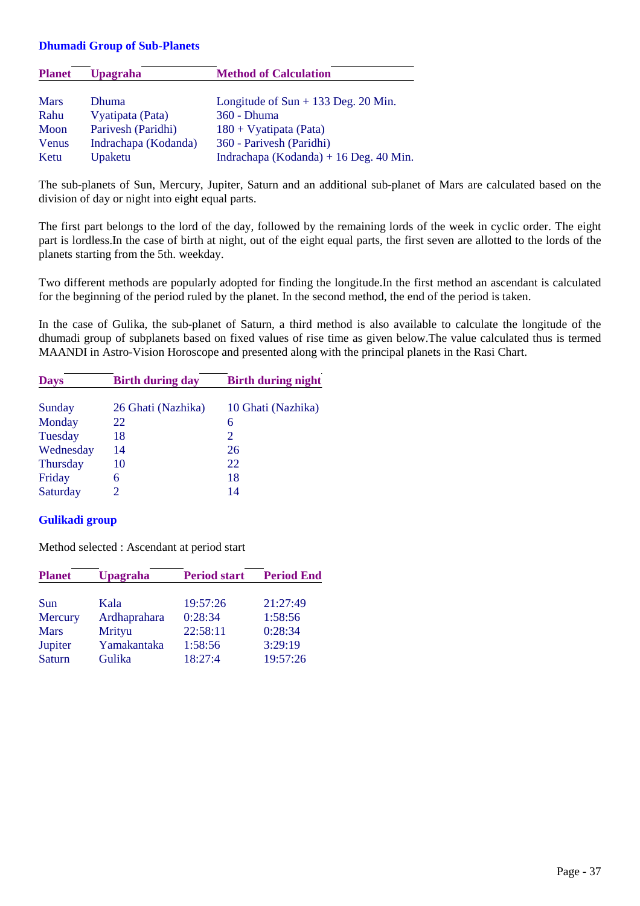### Dhumadi Group of Sub-Planets

| Planet | Upagraha | Method of Calculation |
|---|---|---|
| Mars | Dhuma | Longitude of Sun + 133 Deg. 20 Min. |
| Rahu | Vyatipata (Pata) | 360 - Dhuma |
| Moon | Parivesh (Paridhi) | 180 + Vyatipata (Pata) |
| Venus | Indrachapa (Kodanda) | 360 - Parivesh (Paridhi) |
| Ketu | Upaketu | Indrachapa (Kodanda) + 16 Deg. 40 Min. |

The sub-planets of Sun, Mercury, Jupiter, Saturn and an additional sub-planet of Mars are calculated based on the division of day or night into eight equal parts.

The first part belongs to the lord of the day, followed by the remaining lords of the week in cyclic order. The eight part is lordless.In the case of birth at night, out of the eight equal parts, the first seven are allotted to the lords of the planets starting from the 5th. weekday.

Two different methods are popularly adopted for finding the longitude.In the first method an ascendant is calculated for the beginning of the period ruled by the planet. In the second method, the end of the period is taken.

In the case of Gulika, the sub-planet of Saturn, a third method is also available to calculate the longitude of the dhumadi group of subplanets based on fixed values of rise time as given below.The value calculated thus is termed MAANDI in Astro-Vision Horoscope and presented along with the principal planets in the Rasi Chart.

| Days | Birth during day | Birth during night |
|---|---|---|
| Sunday | 26 Ghati (Nazhika) | 10 Ghati (Nazhika) |
| Monday | 22 | 6 |
| Tuesday | 18 | 2 |
| Wednesday | 14 | 26 |
| Thursday | 10 | 22 |
| Friday | 6 | 18 |
| Saturday | 2 | 14 |

### Gulikadi group

Method selected : Ascendant at period start

| Planet | Upagraha | Period start | Period End |
|---|---|---|---|
| Sun | Kala | 19:57:26 | 21:27:49 |
| Mercury | Ardhaprahara | 0:28:34 | 1:58:56 |
| Mars | Mrityu | 22:58:11 | 0:28:34 |
| Jupiter | Yamakantaka | 1:58:56 | 3:29:19 |
| Saturn | Gulika | 18:27:4 | 19:57:26 |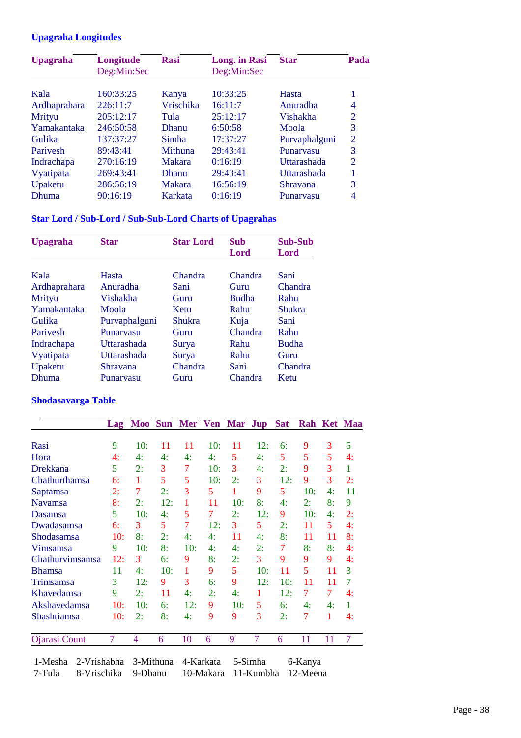### Upagraha Longitudes

| Upagraha | Longitude Deg:Min:Sec | Rasi | Long. in Rasi Deg:Min:Sec | Star | Pada |
|---|---|---|---|---|---|
| Kala | 160:33:25 | Kanya | 10:33:25 | Hasta | 1 |
| Ardhaprahara | 226:11:7 | Vrischika | 16:11:7 | Anuradha | 4 |
| Mrityu | 205:12:17 | Tula | 25:12:17 | Vishakha | 2 |
| Yamakantaka | 246:50:58 | Dhanu | 6:50:58 | Moola | 3 |
| Gulika | 137:37:27 | Simha | 17:37:27 | Purvaphalguni | 2 |
| Parivesh | 89:43:41 | Mithuna | 29:43:41 | Punarvasu | 3 |
| Indrachapa | 270:16:19 | Makara | 0:16:19 | Uttarashada | 2 |
| Vyatipata | 269:43:41 | Dhanu | 29:43:41 | Uttarashada | 1 |
| Upaketu | 286:56:19 | Makara | 16:56:19 | Shravana | 3 |
| Dhuma | 90:16:19 | Karkata | 0:16:19 | Punarvasu | 4 |

### Star Lord / Sub-Lord / Sub-Sub-Lord Charts of Upagrahas

| Upagraha | Star | Star Lord | Sub Lord | Sub-Sub Lord |
|---|---|---|---|---|
| Kala | Hasta | Chandra | Chandra | Sani |
| Ardhaprahara | Anuradha | Sani | Guru | Chandra |
| Mrityu | Vishakha | Guru | Budha | Rahu |
| Yamakantaka | Moola | Ketu | Rahu | Shukra |
| Gulika | Purvaphalguni | Shukra | Kuja | Sani |
| Parivesh | Punarvasu | Guru | Chandra | Rahu |
| Indrachapa | Uttarashada | Surya | Rahu | Budha |
| Vyatipata | Uttarashada | Surya | Rahu | Guru |
| Upaketu | Shravana | Chandra | Sani | Chandra |
| Dhuma | Punarvasu | Guru | Chandra | Ketu |

### Shodasavarga Table

| | Lag | Moo | Sun | Mer | Ven | Mar | Jup | Sat | Rah | Ket | Maa |
|---|---|---|---|---|---|---|---|---|---|---|---|
| Rasi | 9 | 10: | 11 | 11 | 10: | 11 | 12: | 6: | 9 | 3 | 5 |
| Hora | 4: | 4: | 4: | 4: | 4: | 5 | 4: | 5 | 5 | 5 | 4: |
| Drekkana | 5 | 2: | 3 | 7 | 10: | 3 | 4: | 2: | 9 | 3 | 1 |
| Chathurthamsa | 6: | 1 | 5 | 5 | 10: | 2: | 3 | 12: | 9 | 3 | 2: |
| Saptamsa | 2: | 7 | 2: | 3 | 5 | 1 | 9 | 5 | 10: | 4: | 11 |
| Navamsa | 8: | 2: | 12: | 1 | 11 | 10: | 8: | 4: | 2: | 8: | 9 |
| Dasamsa | 5 | 10: | 4: | 5 | 7 | 2: | 12: | 9 | 10: | 4: | 2: |
| Dwadasamsa | 6: | 3 | 5 | 7 | 12: | 3 | 5 | 2: | 11 | 5 | 4: |
| Shodasamsa | 10: | 8: | 2: | 4: | 4: | 11 | 4: | 8: | 11 | 11 | 8: |
| Vimsamsa | 9 | 10: | 8: | 10: | 4: | 4: | 2: | 7 | 8: | 8: | 4: |
| Chathurvimsamsa | 12: | 3 | 6: | 9 | 8: | 2: | 3 | 9 | 9 | 9 | 4: |
| Bhamsa | 11 | 4: | 10: | 1 | 9 | 5 | 10: | 11 | 5 | 11 | 3 |
| Trimsamsa | 3 | 12: | 9 | 3 | 6: | 9 | 12: | 10: | 11 | 11 | 7 |
| Khavedamsa | 9 | 2: | 11 | 4: | 2: | 4: | 1 | 12: | 7 | 7 | 4: |
| Akshavedamsa | 10: | 10: | 6: | 12: | 9 | 10: | 5 | 6: | 4: | 4: | 1 |
| Shashtiamsa | 10: | 2: | 8: | 4: | 9 | 9 | 3 | 2: | 7 | 1 | 4: |
| Ojarasi Count | 7 | 4 | 6 | 10 | 6 | 9 | 7 | 6 | 11 | 11 | 7 |

1-Mesha 2-Vrishabha 3-Mithuna 4-Karkata 5-Simha 6-Kanya
7-Tula 8-Vrischika 9-Dhanu 10-Makara 11-Kumbha 12-Meena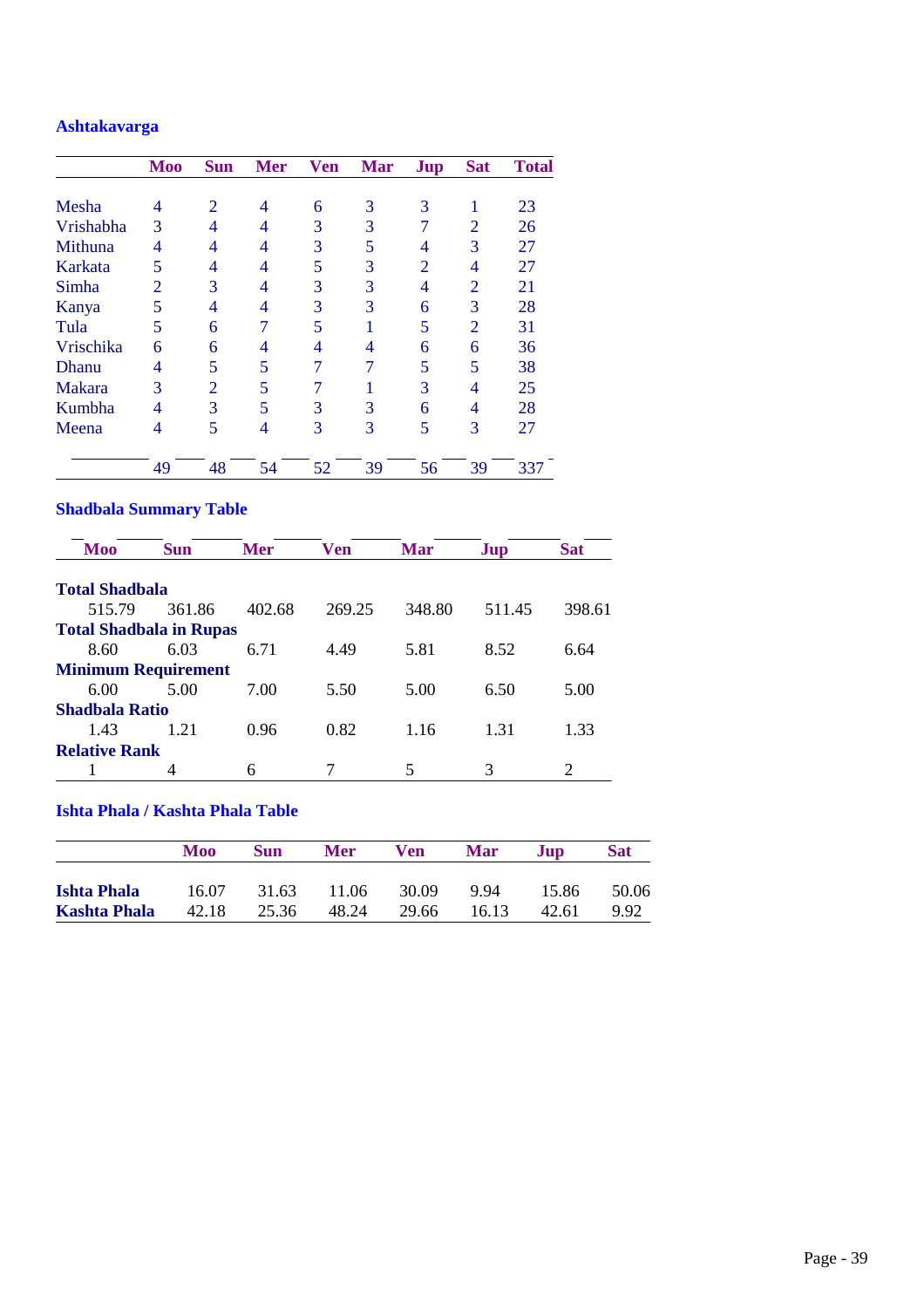## Ashtakavarga

| | Moo | Sun | Mer | Ven | Mar | Jup | Sat | Total |
|---|---|---|---|---|---|---|---|---|
| Mesha | 4 | 2 | 4 | 6 | 3 | 3 | 1 | 23 |
| Vrishabha | 3 | 4 | 4 | 3 | 3 | 7 | 2 | 26 |
| Mithuna | 4 | 4 | 4 | 3 | 5 | 4 | 3 | 27 |
| Karkata | 5 | 4 | 4 | 5 | 3 | 2 | 4 | 27 |
| Simha | 2 | 3 | 4 | 3 | 3 | 4 | 2 | 21 |
| Kanya | 5 | 4 | 4 | 3 | 3 | 6 | 3 | 28 |
| Tula | 5 | 6 | 7 | 5 | 1 | 5 | 2 | 31 |
| Vrischika | 6 | 6 | 4 | 4 | 4 | 6 | 6 | 36 |
| Dhanu | 4 | 5 | 5 | 7 | 7 | 5 | 5 | 38 |
| Makara | 3 | 2 | 5 | 7 | 1 | 3 | 4 | 25 |
| Kumbha | 4 | 3 | 5 | 3 | 3 | 6 | 4 | 28 |
| Meena | 4 | 5 | 4 | 3 | 3 | 5 | 3 | 27 |
| | 49 | 48 | 54 | 52 | 39 | 56 | 39 | 337 |

## Shadbala Summary Table

| | Moo | Sun | Mer | Ven | Mar | Jup | Sat |
|---|---|---|---|---|---|---|---|
| **Total Shadbala** | 515.79 | 361.86 | 402.68 | 269.25 | 348.80 | 511.45 | 398.61 |
| **Total Shadbala in Rupas** | 8.60 | 6.03 | 6.71 | 4.49 | 5.81 | 8.52 | 6.64 |
| **Minimum Requirement** | 6.00 | 5.00 | 7.00 | 5.50 | 5.00 | 6.50 | 5.00 |
| **Shadbala Ratio** | 1.43 | 1.21 | 0.96 | 0.82 | 1.16 | 1.31 | 1.33 |
| **Relative Rank** | 1 | 4 | 6 | 7 | 5 | 3 | 2 |

## Ishta Phala / Kashta Phala Table

| | Moo | Sun | Mer | Ven | Mar | Jup | Sat |
|---|---|---|---|---|---|---|---|
| **Ishta Phala** | 16.07 | 31.63 | 11.06 | 30.09 | 9.94 | 15.86 | 50.06 |
| **Kashta Phala** | 42.18 | 25.36 | 48.24 | 29.66 | 16.13 | 42.61 | 9.92 |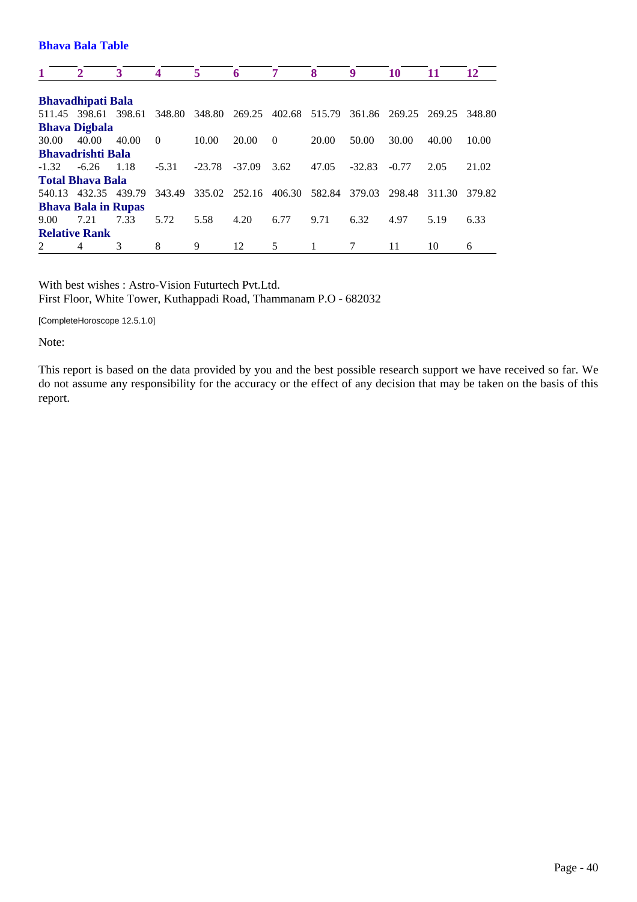## Bhava Bala Table

| | 1 | 2 | 3 | 4 | 5 | 6 | 7 | 8 | 9 | 10 | 11 | 12 |
|---|---|---|---|---|---|---|---|---|---|---|---|---|
| **Bhavadhipati Bala** | 511.45 | 398.61 | 398.61 | 348.80 | 348.80 | 269.25 | 402.68 | 515.79 | 361.86 | 269.25 | 269.25 | 348.80 |
| **Bhava Digbala** | 30.00 | 40.00 | 40.00 | 0 | 10.00 | 20.00 | 0 | 20.00 | 50.00 | 30.00 | 40.00 | 10.00 |
| **Bhavadrishti Bala** | -1.32 | -6.26 | 1.18 | -5.31 | -23.78 | -37.09 | 3.62 | 47.05 | -32.83 | -0.77 | 2.05 | 21.02 |
| **Total Bhava Bala** | 540.13 | 432.35 | 439.79 | 343.49 | 335.02 | 252.16 | 406.30 | 582.84 | 379.03 | 298.48 | 311.30 | 379.82 |
| **Bhava Bala in Rupas** | 9.00 | 7.21 | 7.33 | 5.72 | 5.58 | 4.20 | 6.77 | 9.71 | 6.32 | 4.97 | 5.19 | 6.33 |
| **Relative Rank** | 2 | 4 | 3 | 8 | 9 | 12 | 5 | 1 | 7 | 11 | 10 | 6 |

With best wishes : Astro-Vision Futurtech Pvt.Ltd.
First Floor, White Tower, Kuthappadi Road, Thammanam P.O - 682032

[CompleteHoroscope 12.5.1.0]

Note:

This report is based on the data provided by you and the best possible research support we have received so far. We do not assume any responsibility for the accuracy or the effect of any decision that may be taken on the basis of this report.